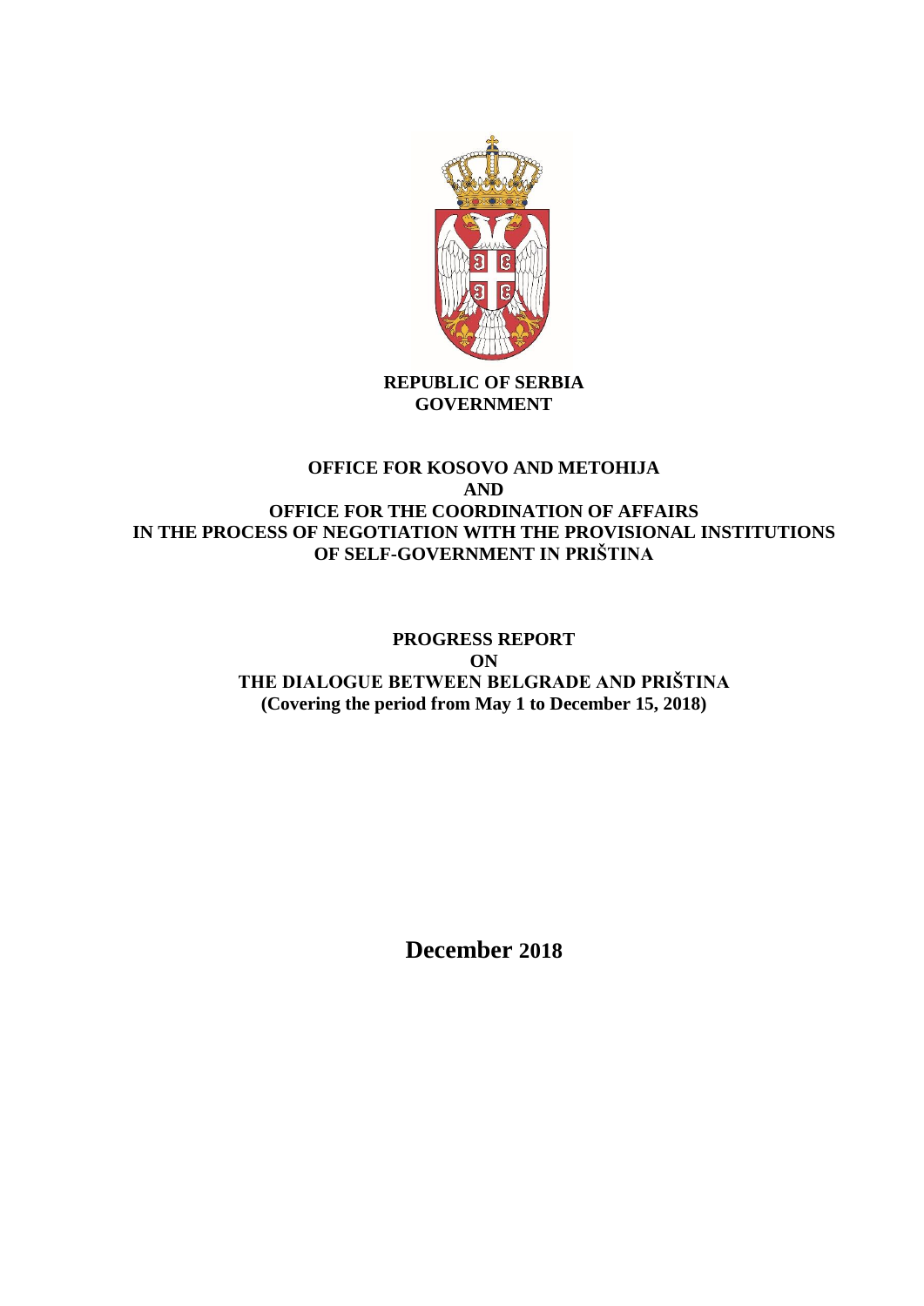**REPUBLIC OF SERBIA**
**GOVERNMENT**

**OFFICE FOR KOSOVO AND METOHIJA**
**AND**
**OFFICE FOR THE COORDINATION OF AFFAIRS IN THE PROCESS OF NEGOTIATION WITH THE PROVISIONAL INSTITUTIONS OF SELF-GOVERNMENT IN PRIŠTINA**

# PROGRESS REPORT ON THE DIALOGUE BETWEEN BELGRADE AND PRIŠTINA

**(Covering the period from May 1 to December 15, 2018)**

**December 2018**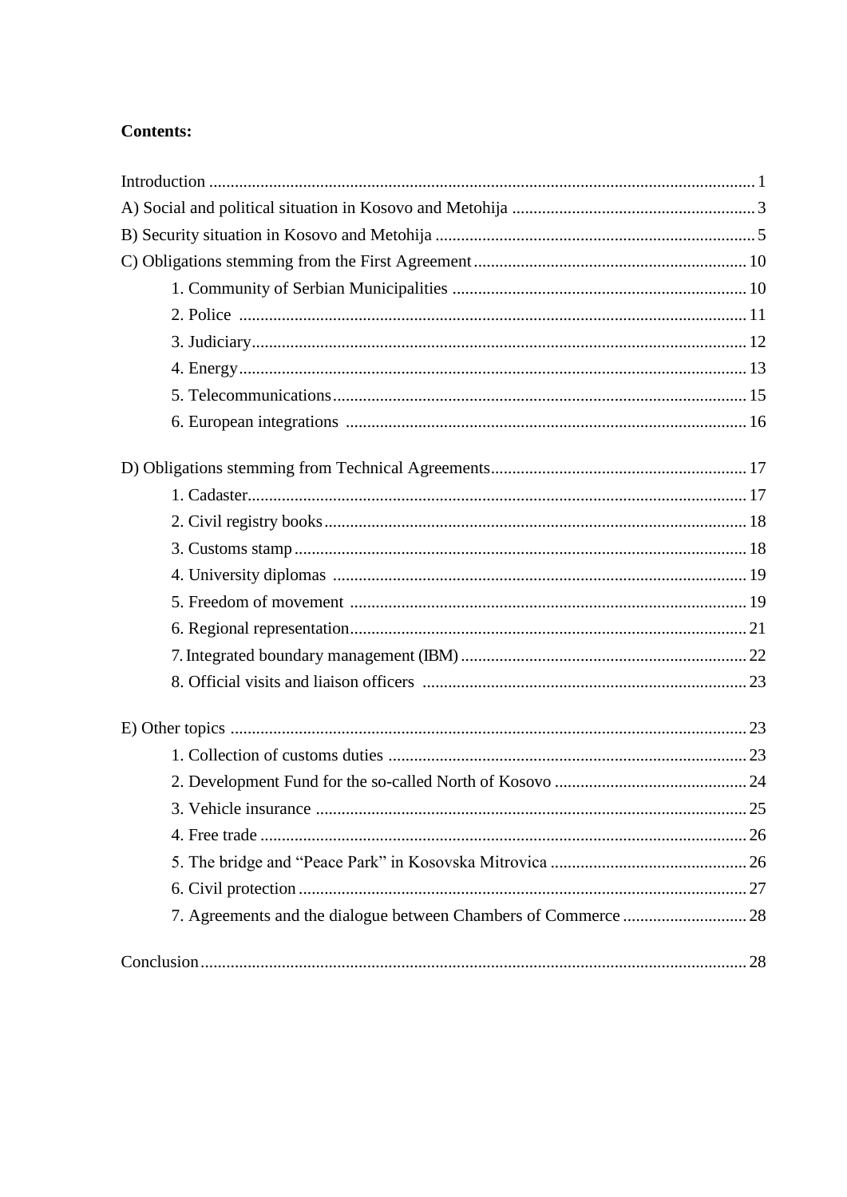**Contents:**

Introduction ............................................................................................................................. 1

A) Social and political situation in Kosovo and Metohija ......................................................... 3

B) Security situation in Kosovo and Metohija .......................................................................... 5

C) Obligations stemming from the First Agreement ............................................................... 10

- 1. Community of Serbian Municipalities .................................................................... 10
- 2. Police ..................................................................................................................... 11
- 3. Judiciary.................................................................................................................. 12
- 4. Energy..................................................................................................................... 13
- 5. Telecommunications................................................................................................ 15
- 6. European integrations ............................................................................................. 16

D) Obligations stemming from Technical Agreements............................................................ 17

- 1. Cadaster.................................................................................................................... 17
- 2. Civil registry books.................................................................................................. 18
- 3. Customs stamp......................................................................................................... 18
- 4. University diplomas ................................................................................................ 19
- 5. Freedom of movement ............................................................................................ 19
- 6. Regional representation............................................................................................ 21
- 7. Integrated boundary management (IBM)................................................................... 22
- 8. Official visits and liaison officers ........................................................................... 23

E) Other topics ....................................................................................................................... 23

- 1. Collection of customs duties ................................................................................... 23
- 2. Development Fund for the so-called North of Kosovo ............................................ 24
- 3. Vehicle insurance .................................................................................................... 25
- 4. Free trade ................................................................................................................ 26
- 5. The bridge and "Peace Park" in Kosovska Mitrovica .............................................. 26
- 6. Civil protection ........................................................................................................ 27
- 7. Agreements and the dialogue between Chambers of Commerce ............................. 28

Conclusion.............................................................................................................................. 28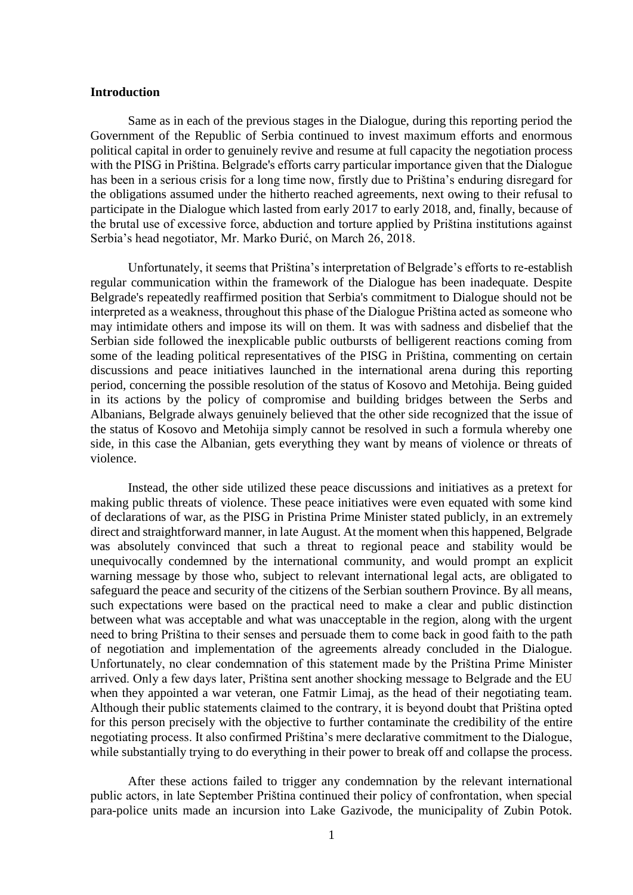**Introduction**

Same as in each of the previous stages in the Dialogue, during this reporting period the Government of the Republic of Serbia continued to invest maximum efforts and enormous political capital in order to genuinely revive and resume at full capacity the negotiation process with the PISG in Priština. Belgrade's efforts carry particular importance given that the Dialogue has been in a serious crisis for a long time now, firstly due to Priština's enduring disregard for the obligations assumed under the hitherto reached agreements, next owing to their refusal to participate in the Dialogue which lasted from early 2017 to early 2018, and, finally, because of the brutal use of excessive force, abduction and torture applied by Priština institutions against Serbia's head negotiator, Mr. Marko Đurić, on March 26, 2018.

Unfortunately, it seems that Priština's interpretation of Belgrade's efforts to re-establish regular communication within the framework of the Dialogue has been inadequate. Despite Belgrade's repeatedly reaffirmed position that Serbia's commitment to Dialogue should not be interpreted as a weakness, throughout this phase of the Dialogue Priština acted as someone who may intimidate others and impose its will on them. It was with sadness and disbelief that the Serbian side followed the inexplicable public outbursts of belligerent reactions coming from some of the leading political representatives of the PISG in Priština, commenting on certain discussions and peace initiatives launched in the international arena during this reporting period, concerning the possible resolution of the status of Kosovo and Metohija. Being guided in its actions by the policy of compromise and building bridges between the Serbs and Albanians, Belgrade always genuinely believed that the other side recognized that the issue of the status of Kosovo and Metohija simply cannot be resolved in such a formula whereby one side, in this case the Albanian, gets everything they want by means of violence or threats of violence.

Instead, the other side utilized these peace discussions and initiatives as a pretext for making public threats of violence. These peace initiatives were even equated with some kind of declarations of war, as the PISG in Pristina Prime Minister stated publicly, in an extremely direct and straightforward manner, in late August. At the moment when this happened, Belgrade was absolutely convinced that such a threat to regional peace and stability would be unequivocally condemned by the international community, and would prompt an explicit warning message by those who, subject to relevant international legal acts, are obligated to safeguard the peace and security of the citizens of the Serbian southern Province. By all means, such expectations were based on the practical need to make a clear and public distinction between what was acceptable and what was unacceptable in the region, along with the urgent need to bring Priština to their senses and persuade them to come back in good faith to the path of negotiation and implementation of the agreements already concluded in the Dialogue. Unfortunately, no clear condemnation of this statement made by the Priština Prime Minister arrived. Only a few days later, Priština sent another shocking message to Belgrade and the EU when they appointed a war veteran, one Fatmir Limaj, as the head of their negotiating team. Although their public statements claimed to the contrary, it is beyond doubt that Priština opted for this person precisely with the objective to further contaminate the credibility of the entire negotiating process. It also confirmed Priština's mere declarative commitment to the Dialogue, while substantially trying to do everything in their power to break off and collapse the process.

After these actions failed to trigger any condemnation by the relevant international public actors, in late September Priština continued their policy of confrontation, when special para-police units made an incursion into Lake Gazivode, the municipality of Zubin Potok.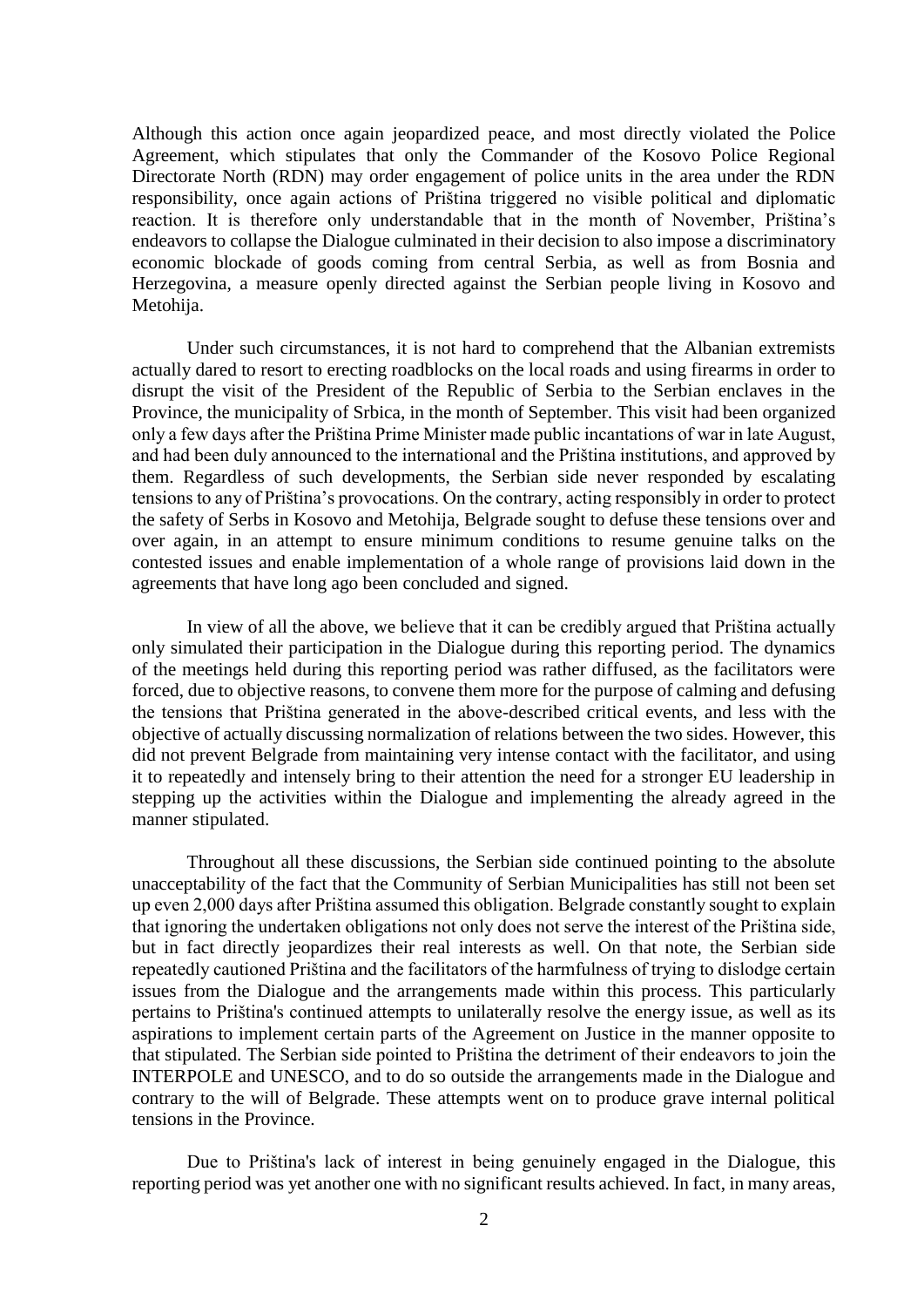Although this action once again jeopardized peace, and most directly violated the Police Agreement, which stipulates that only the Commander of the Kosovo Police Regional Directorate North (RDN) may order engagement of police units in the area under the RDN responsibility, once again actions of Priština triggered no visible political and diplomatic reaction. It is therefore only understandable that in the month of November, Priština's endeavors to collapse the Dialogue culminated in their decision to also impose a discriminatory economic blockade of goods coming from central Serbia, as well as from Bosnia and Herzegovina, a measure openly directed against the Serbian people living in Kosovo and Metohija.

Under such circumstances, it is not hard to comprehend that the Albanian extremists actually dared to resort to erecting roadblocks on the local roads and using firearms in order to disrupt the visit of the President of the Republic of Serbia to the Serbian enclaves in the Province, the municipality of Srbica, in the month of September. This visit had been organized only a few days after the Priština Prime Minister made public incantations of war in late August, and had been duly announced to the international and the Priština institutions, and approved by them. Regardless of such developments, the Serbian side never responded by escalating tensions to any of Priština's provocations. On the contrary, acting responsibly in order to protect the safety of Serbs in Kosovo and Metohija, Belgrade sought to defuse these tensions over and over again, in an attempt to ensure minimum conditions to resume genuine talks on the contested issues and enable implementation of a whole range of provisions laid down in the agreements that have long ago been concluded and signed.

In view of all the above, we believe that it can be credibly argued that Priština actually only simulated their participation in the Dialogue during this reporting period. The dynamics of the meetings held during this reporting period was rather diffused, as the facilitators were forced, due to objective reasons, to convene them more for the purpose of calming and defusing the tensions that Priština generated in the above-described critical events, and less with the objective of actually discussing normalization of relations between the two sides. However, this did not prevent Belgrade from maintaining very intense contact with the facilitator, and using it to repeatedly and intensely bring to their attention the need for a stronger EU leadership in stepping up the activities within the Dialogue and implementing the already agreed in the manner stipulated.

Throughout all these discussions, the Serbian side continued pointing to the absolute unacceptability of the fact that the Community of Serbian Municipalities has still not been set up even 2,000 days after Priština assumed this obligation. Belgrade constantly sought to explain that ignoring the undertaken obligations not only does not serve the interest of the Priština side, but in fact directly jeopardizes their real interests as well. On that note, the Serbian side repeatedly cautioned Priština and the facilitators of the harmfulness of trying to dislodge certain issues from the Dialogue and the arrangements made within this process. This particularly pertains to Priština's continued attempts to unilaterally resolve the energy issue, as well as its aspirations to implement certain parts of the Agreement on Justice in the manner opposite to that stipulated. The Serbian side pointed to Priština the detriment of their endeavors to join the INTERPOLE and UNESCO, and to do so outside the arrangements made in the Dialogue and contrary to the will of Belgrade. These attempts went on to produce grave internal political tensions in the Province.

Due to Priština's lack of interest in being genuinely engaged in the Dialogue, this reporting period was yet another one with no significant results achieved. In fact, in many areas,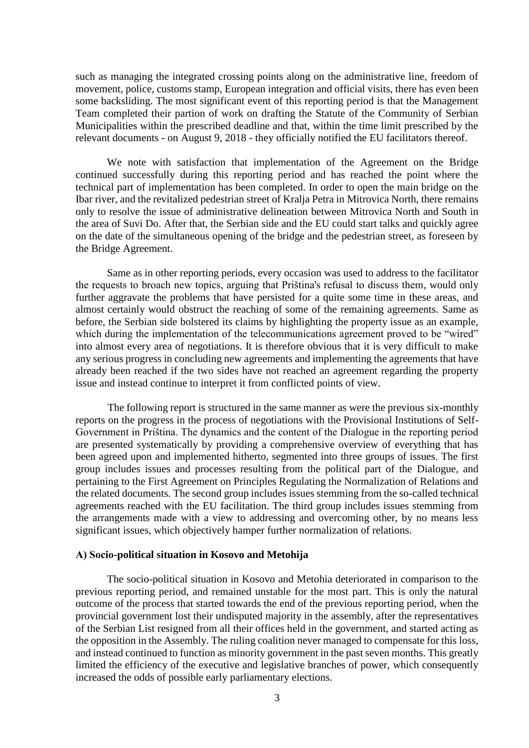such as managing the integrated crossing points along on the administrative line, freedom of movement, police, customs stamp, European integration and official visits, there has even been some backsliding. The most significant event of this reporting period is that the Management Team completed their partion of work on drafting the Statute of the Community of Serbian Municipalities within the prescribed deadline and that, within the time limit prescribed by the relevant documents - on August 9, 2018 - they officially notified the EU facilitators thereof.

We note with satisfaction that implementation of the Agreement on the Bridge continued successfully during this reporting period and has reached the point where the technical part of implementation has been completed. In order to open the main bridge on the Ibar river, and the revitalized pedestrian street of Kralja Petra in Mitrovica North, there remains only to resolve the issue of administrative delineation between Mitrovica North and South in the area of Suvi Do. After that, the Serbian side and the EU could start talks and quickly agree on the date of the simultaneous opening of the bridge and the pedestrian street, as foreseen by the Bridge Agreement.

Same as in other reporting periods, every occasion was used to address to the facilitator the requests to broach new topics, arguing that Priština's refusal to discuss them, would only further aggravate the problems that have persisted for a quite some time in these areas, and almost certainly would obstruct the reaching of some of the remaining agreements. Same as before, the Serbian side bolstered its claims by highlighting the property issue as an example, which during the implementation of the telecommunications agreement proved to be "wired" into almost every area of negotiations. It is therefore obvious that it is very difficult to make any serious progress in concluding new agreements and implementing the agreements that have already been reached if the two sides have not reached an agreement regarding the property issue and instead continue to interpret it from conflicted points of view.

The following report is structured in the same manner as were the previous six-monthly reports on the progress in the process of negotiations with the Provisional Institutions of Self-Government in Priština. The dynamics and the content of the Dialogue in the reporting period are presented systematically by providing a comprehensive overview of everything that has been agreed upon and implemented hitherto, segmented into three groups of issues. The first group includes issues and processes resulting from the political part of the Dialogue, and pertaining to the First Agreement on Principles Regulating the Normalization of Relations and the related documents. The second group includes issues stemming from the so-called technical agreements reached with the EU facilitation. The third group includes issues stemming from the arrangements made with a view to addressing and overcoming other, by no means less significant issues, which objectively hamper further normalization of relations.

### A) Socio-political situation in Kosovo and Metohija

The socio-political situation in Kosovo and Metohia deteriorated in comparison to the previous reporting period, and remained unstable for the most part. This is only the natural outcome of the process that started towards the end of the previous reporting period, when the provincial government lost their undisputed majority in the assembly, after the representatives of the Serbian List resigned from all their offices held in the government, and started acting as the opposition in the Assembly. The ruling coalition never managed to compensate for this loss, and instead continued to function as minority government in the past seven months. This greatly limited the efficiency of the executive and legislative branches of power, which consequently increased the odds of possible early parliamentary elections.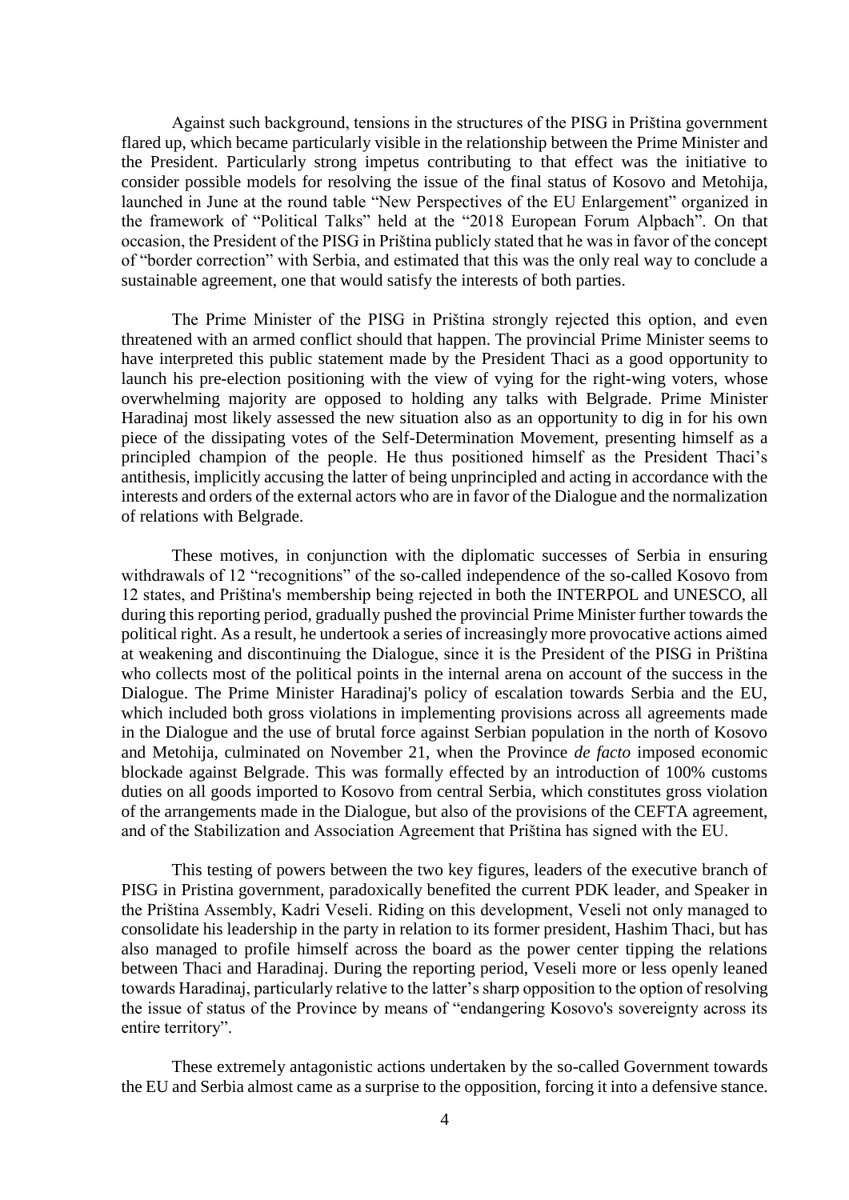Against such background, tensions in the structures of the PISG in Priština government flared up, which became particularly visible in the relationship between the Prime Minister and the President. Particularly strong impetus contributing to that effect was the initiative to consider possible models for resolving the issue of the final status of Kosovo and Metohija, launched in June at the round table "New Perspectives of the EU Enlargement" organized in the framework of "Political Talks" held at the "2018 European Forum Alpbach". On that occasion, the President of the PISG in Priština publicly stated that he was in favor of the concept of "border correction" with Serbia, and estimated that this was the only real way to conclude a sustainable agreement, one that would satisfy the interests of both parties.

The Prime Minister of the PISG in Priština strongly rejected this option, and even threatened with an armed conflict should that happen. The provincial Prime Minister seems to have interpreted this public statement made by the President Thaci as a good opportunity to launch his pre-election positioning with the view of vying for the right-wing voters, whose overwhelming majority are opposed to holding any talks with Belgrade. Prime Minister Haradinaj most likely assessed the new situation also as an opportunity to dig in for his own piece of the dissipating votes of the Self-Determination Movement, presenting himself as a principled champion of the people. He thus positioned himself as the President Thaci's antithesis, implicitly accusing the latter of being unprincipled and acting in accordance with the interests and orders of the external actors who are in favor of the Dialogue and the normalization of relations with Belgrade.

These motives, in conjunction with the diplomatic successes of Serbia in ensuring withdrawals of 12 "recognitions" of the so-called independence of the so-called Kosovo from 12 states, and Priština's membership being rejected in both the INTERPOL and UNESCO, all during this reporting period, gradually pushed the provincial Prime Minister further towards the political right. As a result, he undertook a series of increasingly more provocative actions aimed at weakening and discontinuing the Dialogue, since it is the President of the PISG in Priština who collects most of the political points in the internal arena on account of the success in the Dialogue. The Prime Minister Haradinaj's policy of escalation towards Serbia and the EU, which included both gross violations in implementing provisions across all agreements made in the Dialogue and the use of brutal force against Serbian population in the north of Kosovo and Metohija, culminated on November 21, when the Province *de facto* imposed economic blockade against Belgrade. This was formally effected by an introduction of 100% customs duties on all goods imported to Kosovo from central Serbia, which constitutes gross violation of the arrangements made in the Dialogue, but also of the provisions of the CEFTA agreement, and of the Stabilization and Association Agreement that Priština has signed with the EU.

This testing of powers between the two key figures, leaders of the executive branch of PISG in Pristina government, paradoxically benefited the current PDK leader, and Speaker in the Priština Assembly, Kadri Veseli. Riding on this development, Veseli not only managed to consolidate his leadership in the party in relation to its former president, Hashim Thaci, but has also managed to profile himself across the board as the power center tipping the relations between Thaci and Haradinaj. During the reporting period, Veseli more or less openly leaned towards Haradinaj, particularly relative to the latter's sharp opposition to the option of resolving the issue of status of the Province by means of "endangering Kosovo's sovereignty across its entire territory".

These extremely antagonistic actions undertaken by the so-called Government towards the EU and Serbia almost came as a surprise to the opposition, forcing it into a defensive stance.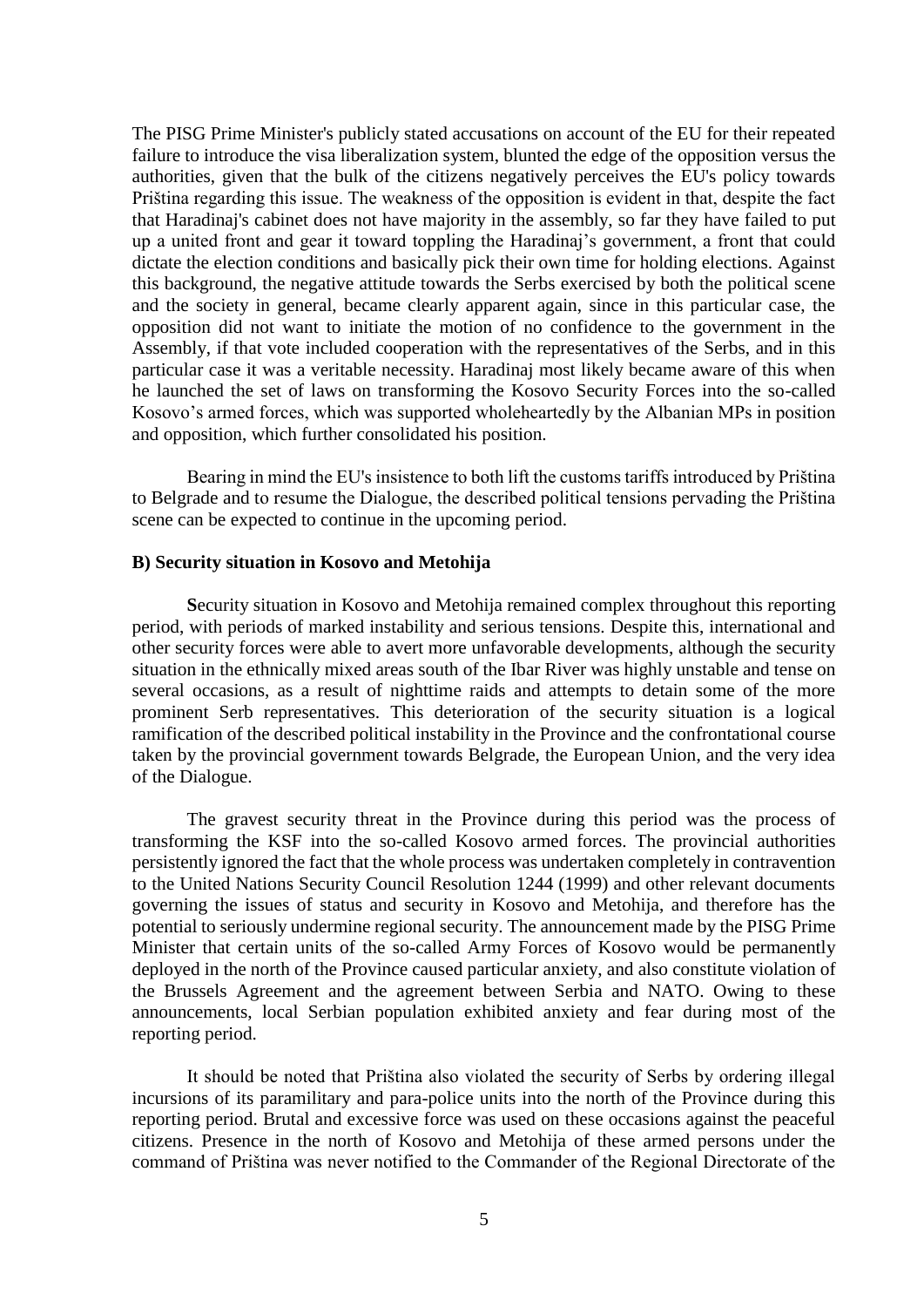The PISG Prime Minister's publicly stated accusations on account of the EU for their repeated failure to introduce the visa liberalization system, blunted the edge of the opposition versus the authorities, given that the bulk of the citizens negatively perceives the EU's policy towards Priština regarding this issue. The weakness of the opposition is evident in that, despite the fact that Haradinaj's cabinet does not have majority in the assembly, so far they have failed to put up a united front and gear it toward toppling the Haradinaj's government, a front that could dictate the election conditions and basically pick their own time for holding elections. Against this background, the negative attitude towards the Serbs exercised by both the political scene and the society in general, became clearly apparent again, since in this particular case, the opposition did not want to initiate the motion of no confidence to the government in the Assembly, if that vote included cooperation with the representatives of the Serbs, and in this particular case it was a veritable necessity. Haradinaj most likely became aware of this when he launched the set of laws on transforming the Kosovo Security Forces into the so-called Kosovo's armed forces, which was supported wholeheartedly by the Albanian MPs in position and opposition, which further consolidated his position.

Bearing in mind the EU's insistence to both lift the customs tariffs introduced by Priština to Belgrade and to resume the Dialogue, the described political tensions pervading the Priština scene can be expected to continue in the upcoming period.

### B) Security situation in Kosovo and Metohija

**S**ecurity situation in Kosovo and Metohija remained complex throughout this reporting period, with periods of marked instability and serious tensions. Despite this, international and other security forces were able to avert more unfavorable developments, although the security situation in the ethnically mixed areas south of the Ibar River was highly unstable and tense on several occasions, as a result of nighttime raids and attempts to detain some of the more prominent Serb representatives. This deterioration of the security situation is a logical ramification of the described political instability in the Province and the confrontational course taken by the provincial government towards Belgrade, the European Union, and the very idea of the Dialogue.

The gravest security threat in the Province during this period was the process of transforming the KSF into the so-called Kosovo armed forces. The provincial authorities persistently ignored the fact that the whole process was undertaken completely in contravention to the United Nations Security Council Resolution 1244 (1999) and other relevant documents governing the issues of status and security in Kosovo and Metohija, and therefore has the potential to seriously undermine regional security. The announcement made by the PISG Prime Minister that certain units of the so-called Army Forces of Kosovo would be permanently deployed in the north of the Province caused particular anxiety, and also constitute violation of the Brussels Agreement and the agreement between Serbia and NATO. Owing to these announcements, local Serbian population exhibited anxiety and fear during most of the reporting period.

It should be noted that Priština also violated the security of Serbs by ordering illegal incursions of its paramilitary and para-police units into the north of the Province during this reporting period. Brutal and excessive force was used on these occasions against the peaceful citizens. Presence in the north of Kosovo and Metohija of these armed persons under the command of Priština was never notified to the Commander of the Regional Directorate of the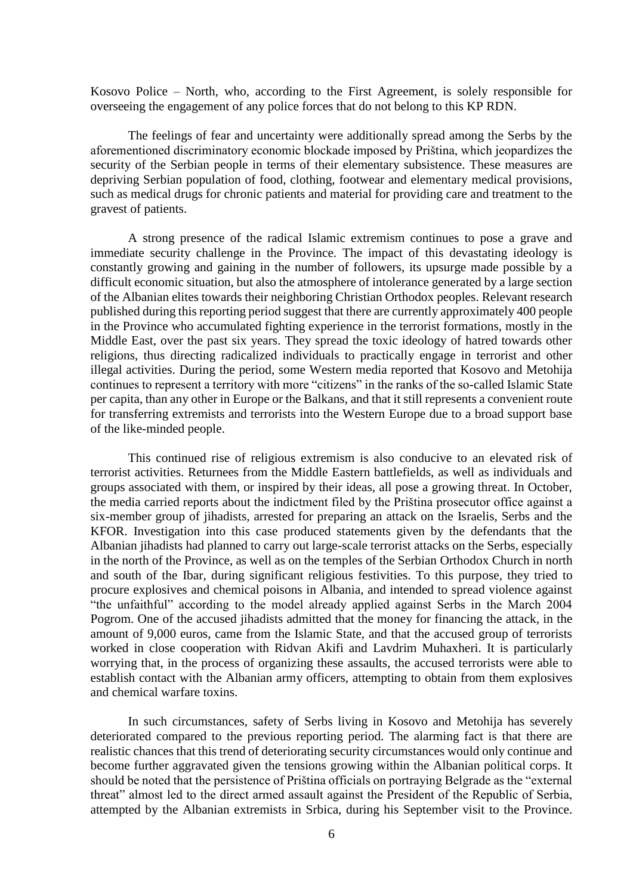Kosovo Police – North, who, according to the First Agreement, is solely responsible for overseeing the engagement of any police forces that do not belong to this KP RDN.

The feelings of fear and uncertainty were additionally spread among the Serbs by the aforementioned discriminatory economic blockade imposed by Priština, which jeopardizes the security of the Serbian people in terms of their elementary subsistence. These measures are depriving Serbian population of food, clothing, footwear and elementary medical provisions, such as medical drugs for chronic patients and material for providing care and treatment to the gravest of patients.

A strong presence of the radical Islamic extremism continues to pose a grave and immediate security challenge in the Province. The impact of this devastating ideology is constantly growing and gaining in the number of followers, its upsurge made possible by a difficult economic situation, but also the atmosphere of intolerance generated by a large section of the Albanian elites towards their neighboring Christian Orthodox peoples. Relevant research published during this reporting period suggest that there are currently approximately 400 people in the Province who accumulated fighting experience in the terrorist formations, mostly in the Middle East, over the past six years. They spread the toxic ideology of hatred towards other religions, thus directing radicalized individuals to practically engage in terrorist and other illegal activities. During the period, some Western media reported that Kosovo and Metohija continues to represent a territory with more "citizens" in the ranks of the so-called Islamic State per capita, than any other in Europe or the Balkans, and that it still represents a convenient route for transferring extremists and terrorists into the Western Europe due to a broad support base of the like-minded people.

This continued rise of religious extremism is also conducive to an elevated risk of terrorist activities. Returnees from the Middle Eastern battlefields, as well as individuals and groups associated with them, or inspired by their ideas, all pose a growing threat. In October, the media carried reports about the indictment filed by the Priština prosecutor office against a six-member group of jihadists, arrested for preparing an attack on the Israelis, Serbs and the KFOR. Investigation into this case produced statements given by the defendants that the Albanian jihadists had planned to carry out large-scale terrorist attacks on the Serbs, especially in the north of the Province, as well as on the temples of the Serbian Orthodox Church in north and south of the Ibar, during significant religious festivities. To this purpose, they tried to procure explosives and chemical poisons in Albania, and intended to spread violence against "the unfaithful" according to the model already applied against Serbs in the March 2004 Pogrom. One of the accused jihadists admitted that the money for financing the attack, in the amount of 9,000 euros, came from the Islamic State, and that the accused group of terrorists worked in close cooperation with Ridvan Akifi and Lavdrim Muhaxheri. It is particularly worrying that, in the process of organizing these assaults, the accused terrorists were able to establish contact with the Albanian army officers, attempting to obtain from them explosives and chemical warfare toxins.

In such circumstances, safety of Serbs living in Kosovo and Metohija has severely deteriorated compared to the previous reporting period. The alarming fact is that there are realistic chances that this trend of deteriorating security circumstances would only continue and become further aggravated given the tensions growing within the Albanian political corps. It should be noted that the persistence of Priština officials on portraying Belgrade as the "external threat" almost led to the direct armed assault against the President of the Republic of Serbia, attempted by the Albanian extremists in Srbica, during his September visit to the Province.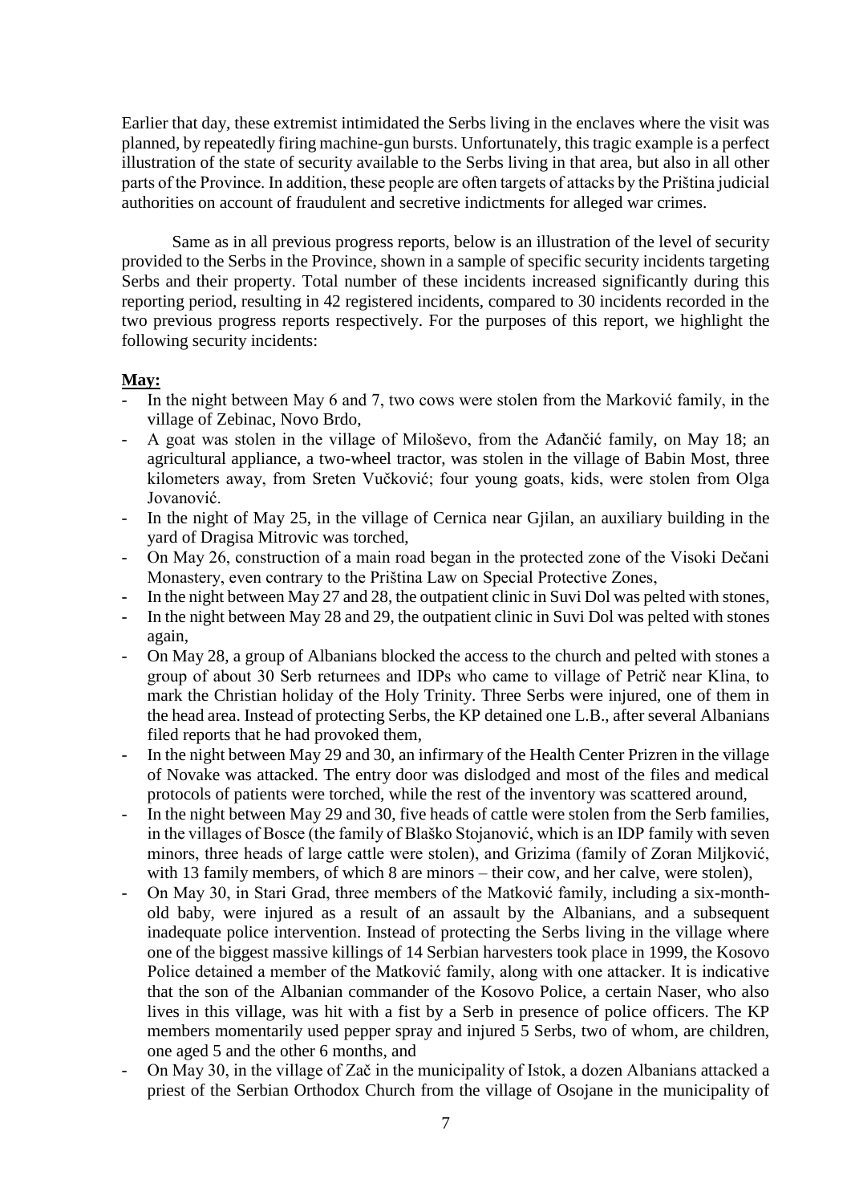Earlier that day, these extremist intimidated the Serbs living in the enclaves where the visit was planned, by repeatedly firing machine-gun bursts. Unfortunately, this tragic example is a perfect illustration of the state of security available to the Serbs living in that area, but also in all other parts of the Province. In addition, these people are often targets of attacks by the Priština judicial authorities on account of fraudulent and secretive indictments for alleged war crimes.

Same as in all previous progress reports, below is an illustration of the level of security provided to the Serbs in the Province, shown in a sample of specific security incidents targeting Serbs and their property. Total number of these incidents increased significantly during this reporting period, resulting in 42 registered incidents, compared to 30 incidents recorded in the two previous progress reports respectively. For the purposes of this report, we highlight the following security incidents:

**May:**

- In the night between May 6 and 7, two cows were stolen from the Marković family, in the village of Zebinac, Novo Brdo,
- A goat was stolen in the village of Miloševo, from the Ađančić family, on May 18; an agricultural appliance, a two-wheel tractor, was stolen in the village of Babin Most, three kilometers away, from Sreten Vučković; four young goats, kids, were stolen from Olga Jovanović.
- In the night of May 25, in the village of Cernica near Gjilan, an auxiliary building in the yard of Dragisa Mitrovic was torched,
- On May 26, construction of a main road began in the protected zone of the Visoki Dečani Monastery, even contrary to the Priština Law on Special Protective Zones,
- In the night between May 27 and 28, the outpatient clinic in Suvi Dol was pelted with stones,
- In the night between May 28 and 29, the outpatient clinic in Suvi Dol was pelted with stones again,
- On May 28, a group of Albanians blocked the access to the church and pelted with stones a group of about 30 Serb returnees and IDPs who came to village of Petrič near Klina, to mark the Christian holiday of the Holy Trinity. Three Serbs were injured, one of them in the head area. Instead of protecting Serbs, the KP detained one L.B., after several Albanians filed reports that he had provoked them,
- In the night between May 29 and 30, an infirmary of the Health Center Prizren in the village of Novake was attacked. The entry door was dislodged and most of the files and medical protocols of patients were torched, while the rest of the inventory was scattered around,
- In the night between May 29 and 30, five heads of cattle were stolen from the Serb families, in the villages of Bosce (the family of Blaško Stojanović, which is an IDP family with seven minors, three heads of large cattle were stolen), and Grizima (family of Zoran Miljković, with 13 family members, of which 8 are minors – their cow, and her calve, were stolen),
- On May 30, in Stari Grad, three members of the Matković family, including a six-month-old baby, were injured as a result of an assault by the Albanians, and a subsequent inadequate police intervention. Instead of protecting the Serbs living in the village where one of the biggest massive killings of 14 Serbian harvesters took place in 1999, the Kosovo Police detained a member of the Matković family, along with one attacker. It is indicative that the son of the Albanian commander of the Kosovo Police, a certain Naser, who also lives in this village, was hit with a fist by a Serb in presence of police officers. The KP members momentarily used pepper spray and injured 5 Serbs, two of whom, are children, one aged 5 and the other 6 months, and
- On May 30, in the village of Zač in the municipality of Istok, a dozen Albanians attacked a priest of the Serbian Orthodox Church from the village of Osojane in the municipality of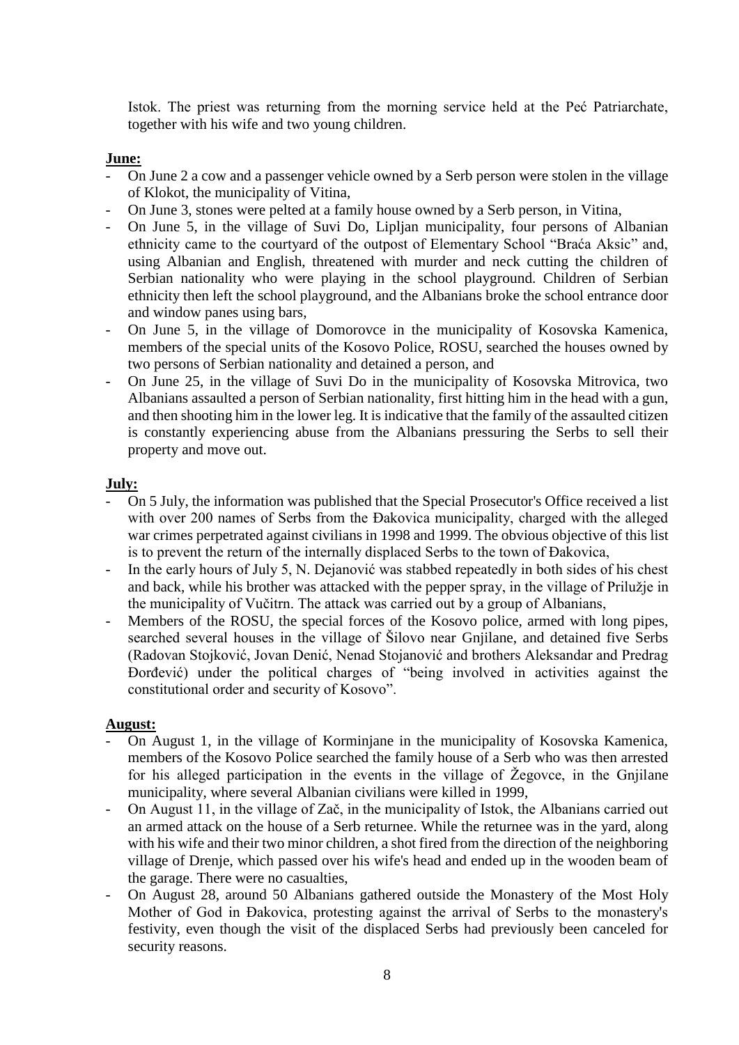Istok. The priest was returning from the morning service held at the Peć Patriarchate, together with his wife and two young children.

**June:**

- On June 2 a cow and a passenger vehicle owned by a Serb person were stolen in the village of Klokot, the municipality of Vitina,
- On June 3, stones were pelted at a family house owned by a Serb person, in Vitina,
- On June 5, in the village of Suvi Do, Lipljan municipality, four persons of Albanian ethnicity came to the courtyard of the outpost of Elementary School "Braća Aksic" and, using Albanian and English, threatened with murder and neck cutting the children of Serbian nationality who were playing in the school playground. Children of Serbian ethnicity then left the school playground, and the Albanians broke the school entrance door and window panes using bars,
- On June 5, in the village of Domorovce in the municipality of Kosovska Kamenica, members of the special units of the Kosovo Police, ROSU, searched the houses owned by two persons of Serbian nationality and detained a person, and
- On June 25, in the village of Suvi Do in the municipality of Kosovska Mitrovica, two Albanians assaulted a person of Serbian nationality, first hitting him in the head with a gun, and then shooting him in the lower leg. It is indicative that the family of the assaulted citizen is constantly experiencing abuse from the Albanians pressuring the Serbs to sell their property and move out.

**July:**

- On 5 July, the information was published that the Special Prosecutor's Office received a list with over 200 names of Serbs from the Đakovica municipality, charged with the alleged war crimes perpetrated against civilians in 1998 and 1999. The obvious objective of this list is to prevent the return of the internally displaced Serbs to the town of Đakovica,
- In the early hours of July 5, N. Dejanović was stabbed repeatedly in both sides of his chest and back, while his brother was attacked with the pepper spray, in the village of Prilužje in the municipality of Vučitrn. The attack was carried out by a group of Albanians,
- Members of the ROSU, the special forces of the Kosovo police, armed with long pipes, searched several houses in the village of Šilovo near Gnjilane, and detained five Serbs (Radovan Stojković, Jovan Denić, Nenad Stojanović and brothers Aleksandar and Predrag Đorđević) under the political charges of "being involved in activities against the constitutional order and security of Kosovo".

**August:**

- On August 1, in the village of Korminjane in the municipality of Kosovska Kamenica, members of the Kosovo Police searched the family house of a Serb who was then arrested for his alleged participation in the events in the village of Žegovce, in the Gnjilane municipality, where several Albanian civilians were killed in 1999,
- On August 11, in the village of Zač, in the municipality of Istok, the Albanians carried out an armed attack on the house of a Serb returnee. While the returnee was in the yard, along with his wife and their two minor children, a shot fired from the direction of the neighboring village of Drenje, which passed over his wife's head and ended up in the wooden beam of the garage. There were no casualties,
- On August 28, around 50 Albanians gathered outside the Monastery of the Most Holy Mother of God in Đakovica, protesting against the arrival of Serbs to the monastery's festivity, even though the visit of the displaced Serbs had previously been canceled for security reasons.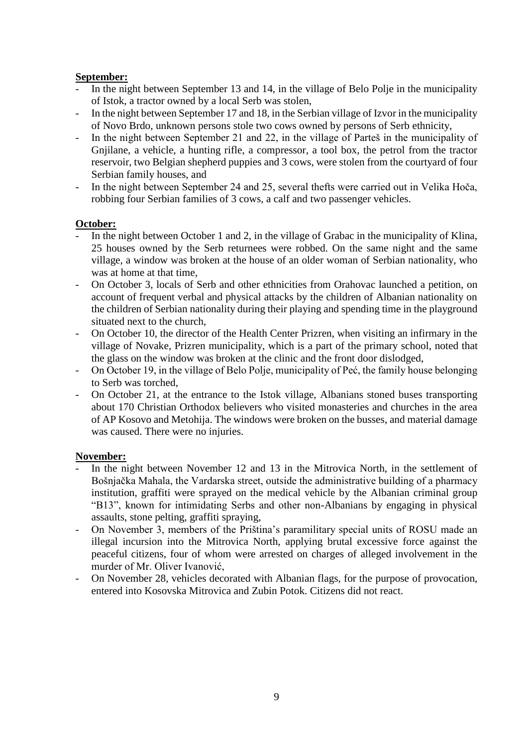**September:**

- In the night between September 13 and 14, in the village of Belo Polje in the municipality of Istok, a tractor owned by a local Serb was stolen,
- In the night between September 17 and 18, in the Serbian village of Izvor in the municipality of Novo Brdo, unknown persons stole two cows owned by persons of Serb ethnicity,
- In the night between September 21 and 22, in the village of Parteš in the municipality of Gnjilane, a vehicle, a hunting rifle, a compressor, a tool box, the petrol from the tractor reservoir, two Belgian shepherd puppies and 3 cows, were stolen from the courtyard of four Serbian family houses, and
- In the night between September 24 and 25, several thefts were carried out in Velika Hoča, robbing four Serbian families of 3 cows, a calf and two passenger vehicles.

**October:**

- In the night between October 1 and 2, in the village of Grabac in the municipality of Klina, 25 houses owned by the Serb returnees were robbed. On the same night and the same village, a window was broken at the house of an older woman of Serbian nationality, who was at home at that time,
- On October 3, locals of Serb and other ethnicities from Orahovac launched a petition, on account of frequent verbal and physical attacks by the children of Albanian nationality on the children of Serbian nationality during their playing and spending time in the playground situated next to the church,
- On October 10, the director of the Health Center Prizren, when visiting an infirmary in the village of Novake, Prizren municipality, which is a part of the primary school, noted that the glass on the window was broken at the clinic and the front door dislodged,
- On October 19, in the village of Belo Polje, municipality of Peć, the family house belonging to Serb was torched,
- On October 21, at the entrance to the Istok village, Albanians stoned buses transporting about 170 Christian Orthodox believers who visited monasteries and churches in the area of AP Kosovo and Metohija. The windows were broken on the busses, and material damage was caused. There were no injuries.

**November:**

- In the night between November 12 and 13 in the Mitrovica North, in the settlement of Bošnjačka Mahala, the Vardarska street, outside the administrative building of a pharmacy institution, graffiti were sprayed on the medical vehicle by the Albanian criminal group "B13", known for intimidating Serbs and other non-Albanians by engaging in physical assaults, stone pelting, graffiti spraying,
- On November 3, members of the Priština's paramilitary special units of ROSU made an illegal incursion into the Mitrovica North, applying brutal excessive force against the peaceful citizens, four of whom were arrested on charges of alleged involvement in the murder of Mr. Oliver Ivanović,
- On November 28, vehicles decorated with Albanian flags, for the purpose of provocation, entered into Kosovska Mitrovica and Zubin Potok. Citizens did not react.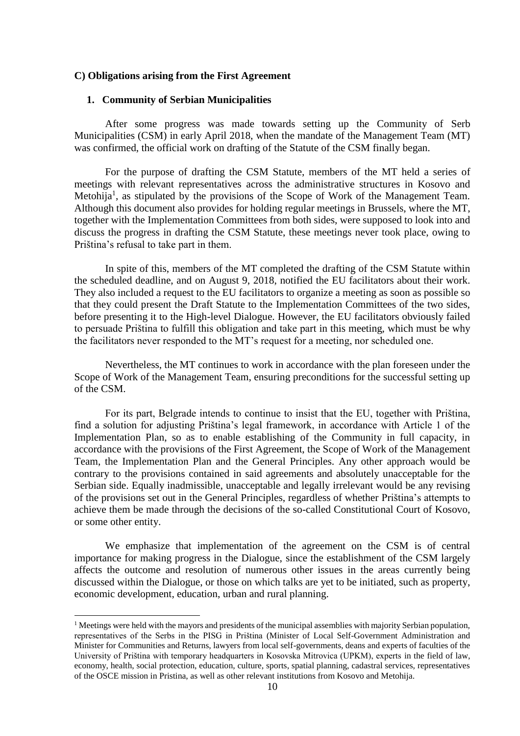### C) Obligations arising from the First Agreement

#### 1. Community of Serbian Municipalities

After some progress was made towards setting up the Community of Serb Municipalities (CSM) in early April 2018, when the mandate of the Management Team (MT) was confirmed, the official work on drafting of the Statute of the CSM finally began.

For the purpose of drafting the CSM Statute, members of the MT held a series of meetings with relevant representatives across the administrative structures in Kosovo and Metohija[1], as stipulated by the provisions of the Scope of Work of the Management Team. Although this document also provides for holding regular meetings in Brussels, where the MT, together with the Implementation Committees from both sides, were supposed to look into and discuss the progress in drafting the CSM Statute, these meetings never took place, owing to Priština's refusal to take part in them.

In spite of this, members of the MT completed the drafting of the CSM Statute within the scheduled deadline, and on August 9, 2018, notified the EU facilitators about their work. They also included a request to the EU facilitators to organize a meeting as soon as possible so that they could present the Draft Statute to the Implementation Committees of the two sides, before presenting it to the High-level Dialogue. However, the EU facilitators obviously failed to persuade Priština to fulfill this obligation and take part in this meeting, which must be why the facilitators never responded to the MT's request for a meeting, nor scheduled one.

Nevertheless, the MT continues to work in accordance with the plan foreseen under the Scope of Work of the Management Team, ensuring preconditions for the successful setting up of the CSM.

For its part, Belgrade intends to continue to insist that the EU, together with Priština, find a solution for adjusting Priština's legal framework, in accordance with Article 1 of the Implementation Plan, so as to enable establishing of the Community in full capacity, in accordance with the provisions of the First Agreement, the Scope of Work of the Management Team, the Implementation Plan and the General Principles. Any other approach would be contrary to the provisions contained in said agreements and absolutely unacceptable for the Serbian side. Equally inadmissible, unacceptable and legally irrelevant would be any revising of the provisions set out in the General Principles, regardless of whether Priština's attempts to achieve them be made through the decisions of the so-called Constitutional Court of Kosovo, or some other entity.

We emphasize that implementation of the agreement on the CSM is of central importance for making progress in the Dialogue, since the establishment of the CSM largely affects the outcome and resolution of numerous other issues in the areas currently being discussed within the Dialogue, or those on which talks are yet to be initiated, such as property, economic development, education, urban and rural planning.

---

[1] Meetings were held with the mayors and presidents of the municipal assemblies with majority Serbian population, representatives of the Serbs in the PISG in Priština (Minister of Local Self-Government Administration and Minister for Communities and Returns, lawyers from local self-governments, deans and experts of faculties of the University of Priština with temporary headquarters in Kosovska Mitrovica (UPKM), experts in the field of law, economy, health, social protection, education, culture, sports, spatial planning, cadastral services, representatives of the OSCE mission in Pristina, as well as other relevant institutions from Kosovo and Metohija.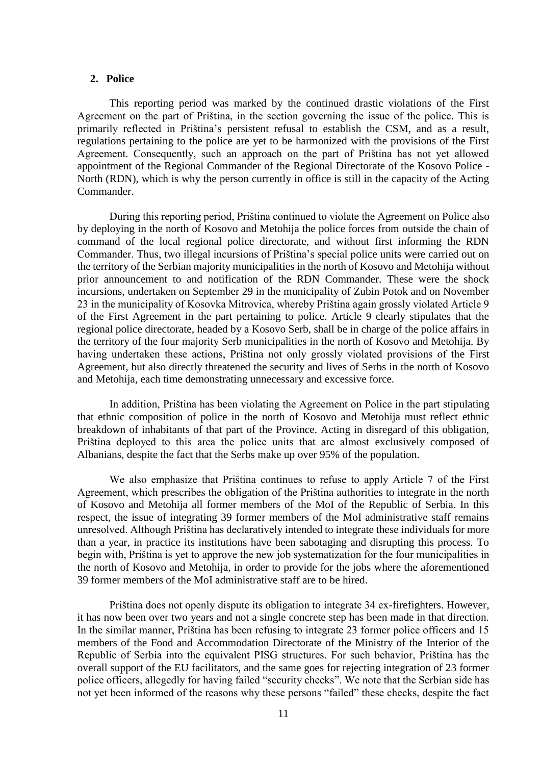## 2. Police

This reporting period was marked by the continued drastic violations of the First Agreement on the part of Priština, in the section governing the issue of the police. This is primarily reflected in Priština's persistent refusal to establish the CSM, and as a result, regulations pertaining to the police are yet to be harmonized with the provisions of the First Agreement. Consequently, such an approach on the part of Priština has not yet allowed appointment of the Regional Commander of the Regional Directorate of the Kosovo Police - North (RDN), which is why the person currently in office is still in the capacity of the Acting Commander.

During this reporting period, Priština continued to violate the Agreement on Police also by deploying in the north of Kosovo and Metohija the police forces from outside the chain of command of the local regional police directorate, and without first informing the RDN Commander. Thus, two illegal incursions of Priština's special police units were carried out on the territory of the Serbian majority municipalities in the north of Kosovo and Metohija without prior announcement to and notification of the RDN Commander. These were the shock incursions, undertaken on September 29 in the municipality of Zubin Potok and on November 23 in the municipality of Kosovka Mitrovica, whereby Priština again grossly violated Article 9 of the First Agreement in the part pertaining to police. Article 9 clearly stipulates that the regional police directorate, headed by a Kosovo Serb, shall be in charge of the police affairs in the territory of the four majority Serb municipalities in the north of Kosovo and Metohija. By having undertaken these actions, Priština not only grossly violated provisions of the First Agreement, but also directly threatened the security and lives of Serbs in the north of Kosovo and Metohija, each time demonstrating unnecessary and excessive force.

In addition, Priština has been violating the Agreement on Police in the part stipulating that ethnic composition of police in the north of Kosovo and Metohija must reflect ethnic breakdown of inhabitants of that part of the Province. Acting in disregard of this obligation, Priština deployed to this area the police units that are almost exclusively composed of Albanians, despite the fact that the Serbs make up over 95% of the population.

We also emphasize that Priština continues to refuse to apply Article 7 of the First Agreement, which prescribes the obligation of the Priština authorities to integrate in the north of Kosovo and Metohija all former members of the MoI of the Republic of Serbia. In this respect, the issue of integrating 39 former members of the MoI administrative staff remains unresolved. Although Priština has declaratively intended to integrate these individuals for more than a year, in practice its institutions have been sabotaging and disrupting this process. To begin with, Priština is yet to approve the new job systematization for the four municipalities in the north of Kosovo and Metohija, in order to provide for the jobs where the aforementioned 39 former members of the MoI administrative staff are to be hired.

Priština does not openly dispute its obligation to integrate 34 ex-firefighters. However, it has now been over two years and not a single concrete step has been made in that direction. In the similar manner, Priština has been refusing to integrate 23 former police officers and 15 members of the Food and Accommodation Directorate of the Ministry of the Interior of the Republic of Serbia into the equivalent PISG structures. For such behavior, Priština has the overall support of the EU facilitators, and the same goes for rejecting integration of 23 former police officers, allegedly for having failed "security checks". We note that the Serbian side has not yet been informed of the reasons why these persons "failed" these checks, despite the fact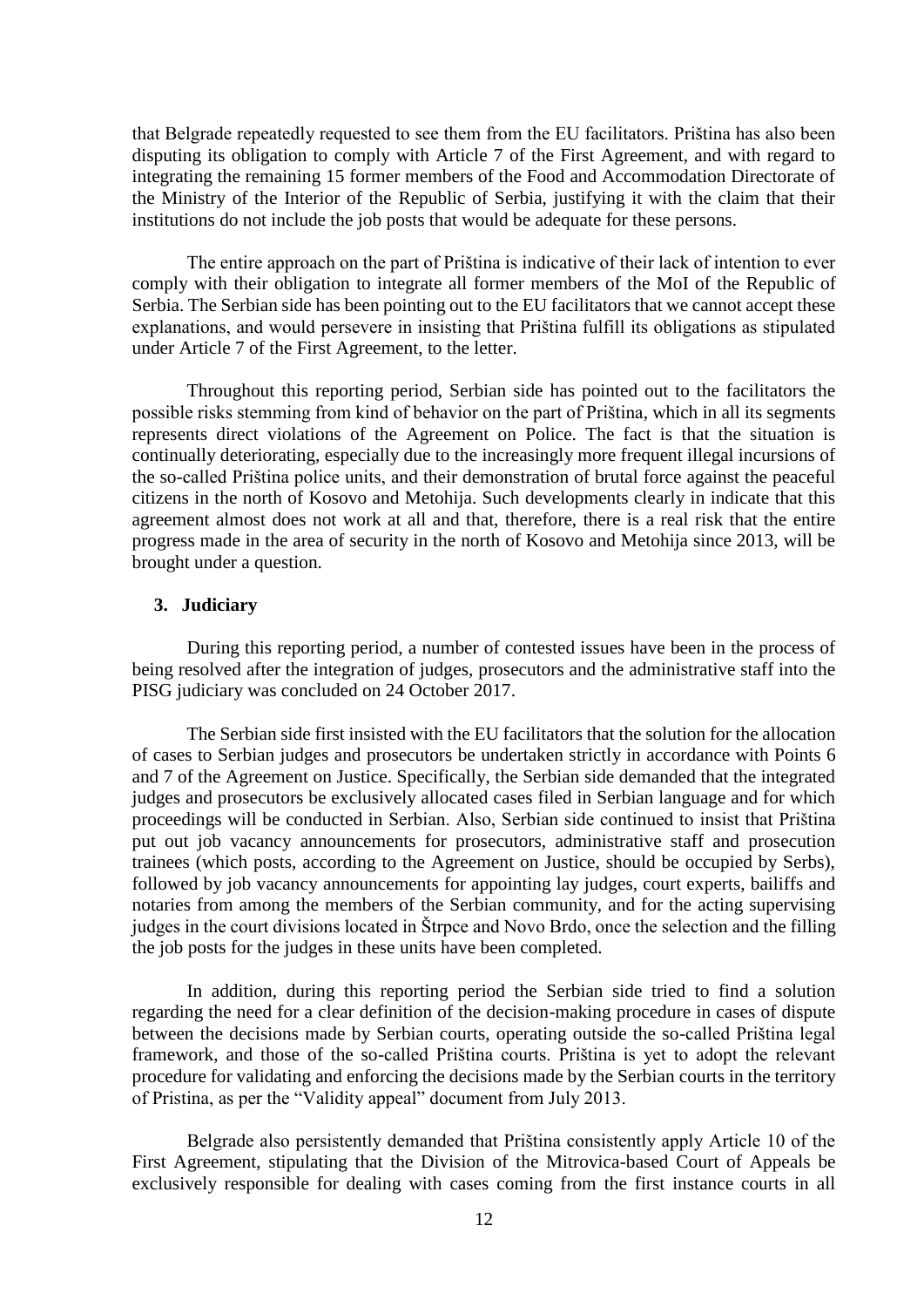that Belgrade repeatedly requested to see them from the EU facilitators. Priština has also been disputing its obligation to comply with Article 7 of the First Agreement, and with regard to integrating the remaining 15 former members of the Food and Accommodation Directorate of the Ministry of the Interior of the Republic of Serbia, justifying it with the claim that their institutions do not include the job posts that would be adequate for these persons.

The entire approach on the part of Priština is indicative of their lack of intention to ever comply with their obligation to integrate all former members of the MoI of the Republic of Serbia. The Serbian side has been pointing out to the EU facilitators that we cannot accept these explanations, and would persevere in insisting that Priština fulfill its obligations as stipulated under Article 7 of the First Agreement, to the letter.

Throughout this reporting period, Serbian side has pointed out to the facilitators the possible risks stemming from kind of behavior on the part of Priština, which in all its segments represents direct violations of the Agreement on Police. The fact is that the situation is continually deteriorating, especially due to the increasingly more frequent illegal incursions of the so-called Priština police units, and their demonstration of brutal force against the peaceful citizens in the north of Kosovo and Metohija. Such developments clearly in indicate that this agreement almost does not work at all and that, therefore, there is a real risk that the entire progress made in the area of security in the north of Kosovo and Metohija since 2013, will be brought under a question.

### 3. Judiciary

During this reporting period, a number of contested issues have been in the process of being resolved after the integration of judges, prosecutors and the administrative staff into the PISG judiciary was concluded on 24 October 2017.

The Serbian side first insisted with the EU facilitators that the solution for the allocation of cases to Serbian judges and prosecutors be undertaken strictly in accordance with Points 6 and 7 of the Agreement on Justice. Specifically, the Serbian side demanded that the integrated judges and prosecutors be exclusively allocated cases filed in Serbian language and for which proceedings will be conducted in Serbian. Also, Serbian side continued to insist that Priština put out job vacancy announcements for prosecutors, administrative staff and prosecution trainees (which posts, according to the Agreement on Justice, should be occupied by Serbs), followed by job vacancy announcements for appointing lay judges, court experts, bailiffs and notaries from among the members of the Serbian community, and for the acting supervising judges in the court divisions located in Štrpce and Novo Brdo, once the selection and the filling the job posts for the judges in these units have been completed.

In addition, during this reporting period the Serbian side tried to find a solution regarding the need for a clear definition of the decision-making procedure in cases of dispute between the decisions made by Serbian courts, operating outside the so-called Priština legal framework, and those of the so-called Priština courts. Priština is yet to adopt the relevant procedure for validating and enforcing the decisions made by the Serbian courts in the territory of Pristina, as per the "Validity appeal" document from July 2013.

Belgrade also persistently demanded that Priština consistently apply Article 10 of the First Agreement, stipulating that the Division of the Mitrovica-based Court of Appeals be exclusively responsible for dealing with cases coming from the first instance courts in all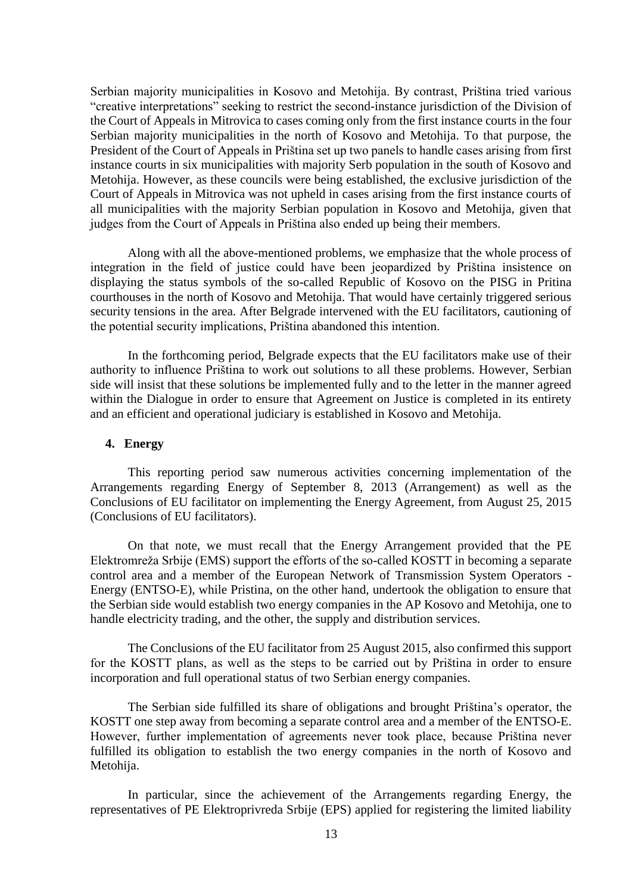Serbian majority municipalities in Kosovo and Metohija. By contrast, Priština tried various "creative interpretations" seeking to restrict the second-instance jurisdiction of the Division of the Court of Appeals in Mitrovica to cases coming only from the first instance courts in the four Serbian majority municipalities in the north of Kosovo and Metohija. To that purpose, the President of the Court of Appeals in Priština set up two panels to handle cases arising from first instance courts in six municipalities with majority Serb population in the south of Kosovo and Metohija. However, as these councils were being established, the exclusive jurisdiction of the Court of Appeals in Mitrovica was not upheld in cases arising from the first instance courts of all municipalities with the majority Serbian population in Kosovo and Metohija, given that judges from the Court of Appeals in Priština also ended up being their members.

Along with all the above-mentioned problems, we emphasize that the whole process of integration in the field of justice could have been jeopardized by Priština insistence on displaying the status symbols of the so-called Republic of Kosovo on the PISG in Pritina courthouses in the north of Kosovo and Metohija. That would have certainly triggered serious security tensions in the area. After Belgrade intervened with the EU facilitators, cautioning of the potential security implications, Priština abandoned this intention.

In the forthcoming period, Belgrade expects that the EU facilitators make use of their authority to influence Priština to work out solutions to all these problems. However, Serbian side will insist that these solutions be implemented fully and to the letter in the manner agreed within the Dialogue in order to ensure that Agreement on Justice is completed in its entirety and an efficient and operational judiciary is established in Kosovo and Metohija.

## 4. Energy

This reporting period saw numerous activities concerning implementation of the Arrangements regarding Energy of September 8, 2013 (Arrangement) as well as the Conclusions of EU facilitator on implementing the Energy Agreement, from August 25, 2015 (Conclusions of EU facilitators).

On that note, we must recall that the Energy Arrangement provided that the PE Elektromreža Srbije (EMS) support the efforts of the so-called KOSTT in becoming a separate control area and a member of the European Network of Transmission System Operators - Energy (ENTSO-E), while Pristina, on the other hand, undertook the obligation to ensure that the Serbian side would establish two energy companies in the AP Kosovo and Metohija, one to handle electricity trading, and the other, the supply and distribution services.

The Conclusions of the EU facilitator from 25 August 2015, also confirmed this support for the KOSTT plans, as well as the steps to be carried out by Priština in order to ensure incorporation and full operational status of two Serbian energy companies.

The Serbian side fulfilled its share of obligations and brought Priština's operator, the KOSTT one step away from becoming a separate control area and a member of the ENTSO-E. However, further implementation of agreements never took place, because Priština never fulfilled its obligation to establish the two energy companies in the north of Kosovo and Metohija.

In particular, since the achievement of the Arrangements regarding Energy, the representatives of PE Elektroprivreda Srbije (EPS) applied for registering the limited liability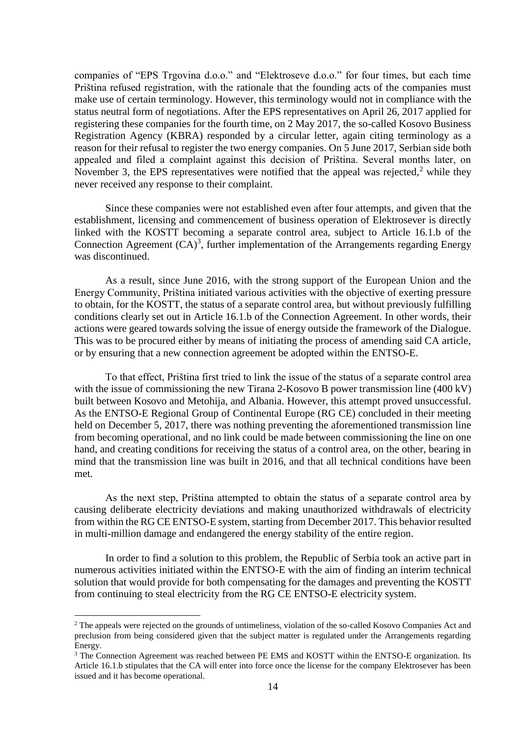companies of "EPS Trgovina d.o.o." and "Elektroseve d.o.o." for four times, but each time Priština refused registration, with the rationale that the founding acts of the companies must make use of certain terminology. However, this terminology would not in compliance with the status neutral form of negotiations. After the EPS representatives on April 26, 2017 applied for registering these companies for the fourth time, on 2 May 2017, the so-called Kosovo Business Registration Agency (KBRA) responded by a circular letter, again citing terminology as a reason for their refusal to register the two energy companies. On 5 June 2017, Serbian side both appealed and filed a complaint against this decision of Priština. Several months later, on November 3, the EPS representatives were notified that the appeal was rejected,[2] while they never received any response to their complaint.

Since these companies were not established even after four attempts, and given that the establishment, licensing and commencement of business operation of Elektrosever is directly linked with the KOSTT becoming a separate control area, subject to Article 16.1.b of the Connection Agreement (CA)[3], further implementation of the Arrangements regarding Energy was discontinued.

As a result, since June 2016, with the strong support of the European Union and the Energy Community, Priština initiated various activities with the objective of exerting pressure to obtain, for the KOSTT, the status of a separate control area, but without previously fulfilling conditions clearly set out in Article 16.1.b of the Connection Agreement. In other words, their actions were geared towards solving the issue of energy outside the framework of the Dialogue. This was to be procured either by means of initiating the process of amending said CA article, or by ensuring that a new connection agreement be adopted within the ENTSO-E.

To that effect, Priština first tried to link the issue of the status of a separate control area with the issue of commissioning the new Tirana 2-Kosovo B power transmission line (400 kV) built between Kosovo and Metohija, and Albania. However, this attempt proved unsuccessful. As the ENTSO-E Regional Group of Continental Europe (RG CE) concluded in their meeting held on December 5, 2017, there was nothing preventing the aforementioned transmission line from becoming operational, and no link could be made between commissioning the line on one hand, and creating conditions for receiving the status of a control area, on the other, bearing in mind that the transmission line was built in 2016, and that all technical conditions have been met.

As the next step, Priština attempted to obtain the status of a separate control area by causing deliberate electricity deviations and making unauthorized withdrawals of electricity from within the RG CE ENTSO-E system, starting from December 2017. This behavior resulted in multi-million damage and endangered the energy stability of the entire region.

In order to find a solution to this problem, the Republic of Serbia took an active part in numerous activities initiated within the ENTSO-E with the aim of finding an interim technical solution that would provide for both compensating for the damages and preventing the KOSTT from continuing to steal electricity from the RG CE ENTSO-E electricity system.

---

[2] The appeals were rejected on the grounds of untimeliness, violation of the so-called Kosovo Companies Act and preclusion from being considered given that the subject matter is regulated under the Arrangements regarding Energy.

[3] The Connection Agreement was reached between PE EMS and KOSTT within the ENTSO-E organization. Its Article 16.1.b stipulates that the CA will enter into force once the license for the company Elektrosever has been issued and it has become operational.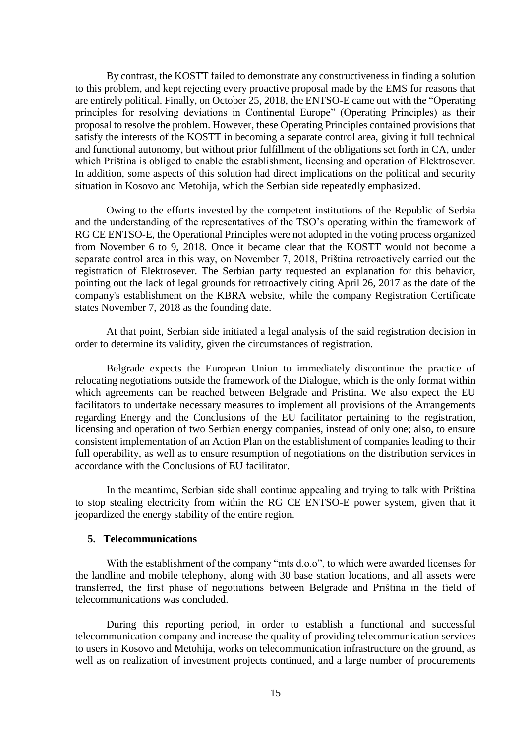By contrast, the KOSTT failed to demonstrate any constructiveness in finding a solution to this problem, and kept rejecting every proactive proposal made by the EMS for reasons that are entirely political. Finally, on October 25, 2018, the ENTSO-E came out with the "Operating principles for resolving deviations in Continental Europe" (Operating Principles) as their proposal to resolve the problem. However, these Operating Principles contained provisions that satisfy the interests of the KOSTT in becoming a separate control area, giving it full technical and functional autonomy, but without prior fulfillment of the obligations set forth in CA, under which Priština is obliged to enable the establishment, licensing and operation of Elektrosever. In addition, some aspects of this solution had direct implications on the political and security situation in Kosovo and Metohija, which the Serbian side repeatedly emphasized.

Owing to the efforts invested by the competent institutions of the Republic of Serbia and the understanding of the representatives of the TSO's operating within the framework of RG CE ENTSO-E, the Operational Principles were not adopted in the voting process organized from November 6 to 9, 2018. Once it became clear that the KOSTT would not become a separate control area in this way, on November 7, 2018, Priština retroactively carried out the registration of Elektrosever. The Serbian party requested an explanation for this behavior, pointing out the lack of legal grounds for retroactively citing April 26, 2017 as the date of the company's establishment on the KBRA website, while the company Registration Certificate states November 7, 2018 as the founding date.

At that point, Serbian side initiated a legal analysis of the said registration decision in order to determine its validity, given the circumstances of registration.

Belgrade expects the European Union to immediately discontinue the practice of relocating negotiations outside the framework of the Dialogue, which is the only format within which agreements can be reached between Belgrade and Pristina. We also expect the EU facilitators to undertake necessary measures to implement all provisions of the Arrangements regarding Energy and the Conclusions of the EU facilitator pertaining to the registration, licensing and operation of two Serbian energy companies, instead of only one; also, to ensure consistent implementation of an Action Plan on the establishment of companies leading to their full operability, as well as to ensure resumption of negotiations on the distribution services in accordance with the Conclusions of EU facilitator.

In the meantime, Serbian side shall continue appealing and trying to talk with Priština to stop stealing electricity from within the RG CE ENTSO-E power system, given that it jeopardized the energy stability of the entire region.

## 5. Telecommunications

With the establishment of the company "mts d.o.o", to which were awarded licenses for the landline and mobile telephony, along with 30 base station locations, and all assets were transferred, the first phase of negotiations between Belgrade and Priština in the field of telecommunications was concluded.

During this reporting period, in order to establish a functional and successful telecommunication company and increase the quality of providing telecommunication services to users in Kosovo and Metohija, works on telecommunication infrastructure on the ground, as well as on realization of investment projects continued, and a large number of procurements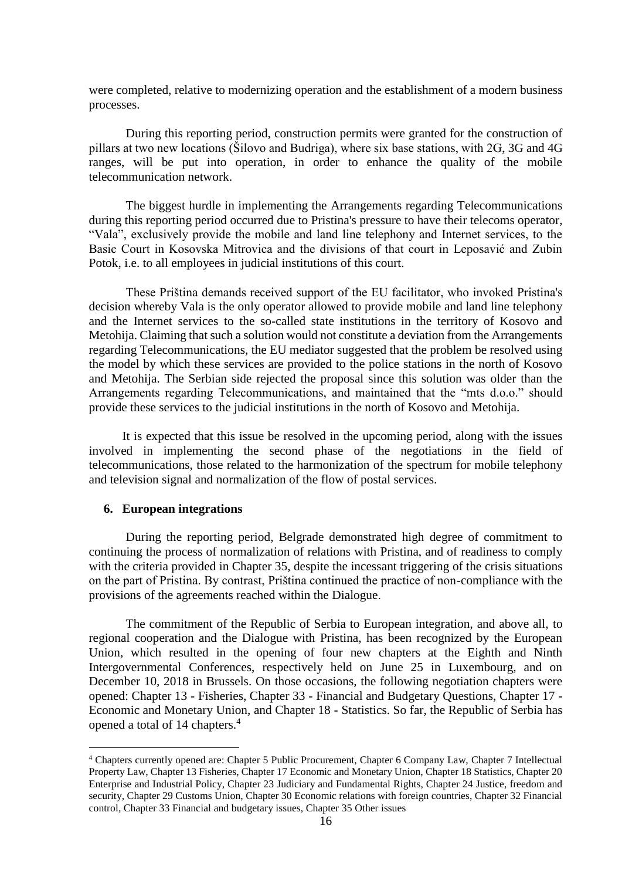were completed, relative to modernizing operation and the establishment of a modern business processes.

During this reporting period, construction permits were granted for the construction of pillars at two new locations (Šilovo and Budriga), where six base stations, with 2G, 3G and 4G ranges, will be put into operation, in order to enhance the quality of the mobile telecommunication network.

The biggest hurdle in implementing the Arrangements regarding Telecommunications during this reporting period occurred due to Pristina's pressure to have their telecoms operator, "Vala", exclusively provide the mobile and land line telephony and Internet services, to the Basic Court in Kosovska Mitrovica and the divisions of that court in Leposavić and Zubin Potok, i.e. to all employees in judicial institutions of this court.

These Priština demands received support of the EU facilitator, who invoked Pristina's decision whereby Vala is the only operator allowed to provide mobile and land line telephony and the Internet services to the so-called state institutions in the territory of Kosovo and Metohija. Claiming that such a solution would not constitute a deviation from the Arrangements regarding Telecommunications, the EU mediator suggested that the problem be resolved using the model by which these services are provided to the police stations in the north of Kosovo and Metohija. The Serbian side rejected the proposal since this solution was older than the Arrangements regarding Telecommunications, and maintained that the "mts d.o.o." should provide these services to the judicial institutions in the north of Kosovo and Metohija.

It is expected that this issue be resolved in the upcoming period, along with the issues involved in implementing the second phase of the negotiations in the field of telecommunications, those related to the harmonization of the spectrum for mobile telephony and television signal and normalization of the flow of postal services.

## 6. European integrations

During the reporting period, Belgrade demonstrated high degree of commitment to continuing the process of normalization of relations with Pristina, and of readiness to comply with the criteria provided in Chapter 35, despite the incessant triggering of the crisis situations on the part of Pristina. By contrast, Priština continued the practice of non-compliance with the provisions of the agreements reached within the Dialogue.

The commitment of the Republic of Serbia to European integration, and above all, to regional cooperation and the Dialogue with Pristina, has been recognized by the European Union, which resulted in the opening of four new chapters at the Eighth and Ninth Intergovernmental Conferences, respectively held on June 25 in Luxembourg, and on December 10, 2018 in Brussels. On those occasions, the following negotiation chapters were opened: Chapter 13 - Fisheries, Chapter 33 - Financial and Budgetary Questions, Chapter 17 - Economic and Monetary Union, and Chapter 18 - Statistics. So far, the Republic of Serbia has opened a total of 14 chapters.[4]

[4] Chapters currently opened are: Chapter 5 Public Procurement, Chapter 6 Company Law, Chapter 7 Intellectual Property Law, Chapter 13 Fisheries, Chapter 17 Economic and Monetary Union, Chapter 18 Statistics, Chapter 20 Enterprise and Industrial Policy, Chapter 23 Judiciary and Fundamental Rights, Chapter 24 Justice, freedom and security, Chapter 29 Customs Union, Chapter 30 Economic relations with foreign countries, Chapter 32 Financial control, Chapter 33 Financial and budgetary issues, Chapter 35 Other issues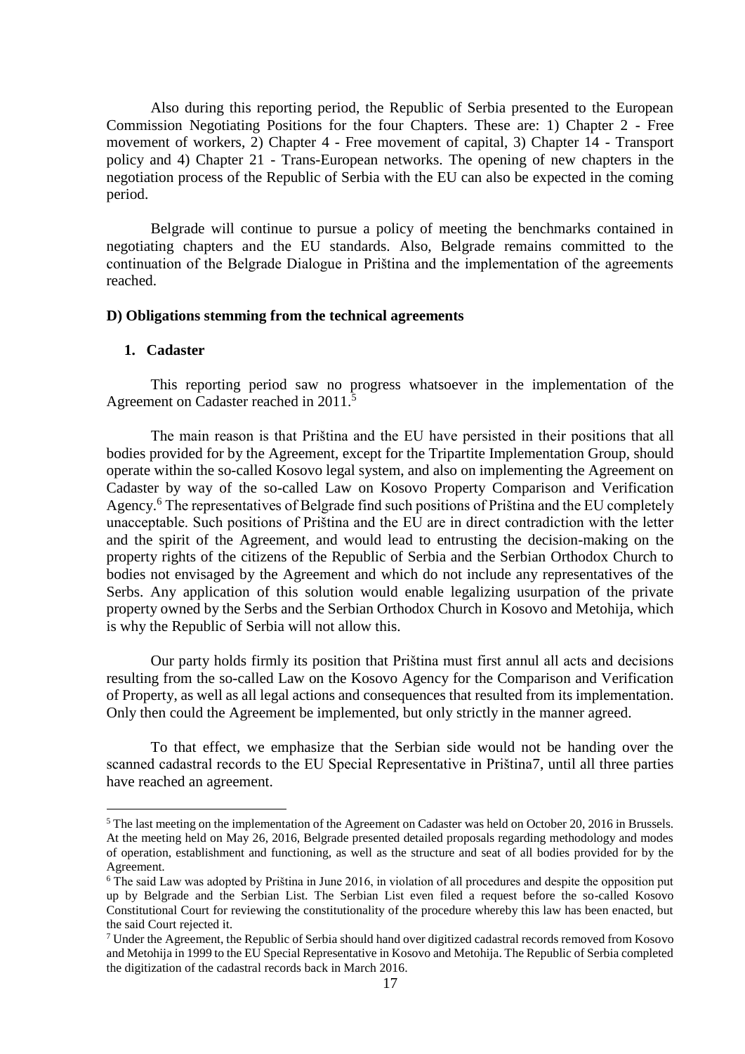Also during this reporting period, the Republic of Serbia presented to the European Commission Negotiating Positions for the four Chapters. These are: 1) Chapter 2 - Free movement of workers, 2) Chapter 4 - Free movement of capital, 3) Chapter 14 - Transport policy and 4) Chapter 21 - Trans-European networks. The opening of new chapters in the negotiation process of the Republic of Serbia with the EU can also be expected in the coming period.

Belgrade will continue to pursue a policy of meeting the benchmarks contained in negotiating chapters and the EU standards. Also, Belgrade remains committed to the continuation of the Belgrade Dialogue in Priština and the implementation of the agreements reached.

### D) Obligations stemming from the technical agreements

#### 1. Cadaster

This reporting period saw no progress whatsoever in the implementation of the Agreement on Cadaster reached in 2011.[5]

The main reason is that Priština and the EU have persisted in their positions that all bodies provided for by the Agreement, except for the Tripartite Implementation Group, should operate within the so-called Kosovo legal system, and also on implementing the Agreement on Cadaster by way of the so-called Law on Kosovo Property Comparison and Verification Agency.[6] The representatives of Belgrade find such positions of Priština and the EU completely unacceptable. Such positions of Priština and the EU are in direct contradiction with the letter and the spirit of the Agreement, and would lead to entrusting the decision-making on the property rights of the citizens of the Republic of Serbia and the Serbian Orthodox Church to bodies not envisaged by the Agreement and which do not include any representatives of the Serbs. Any application of this solution would enable legalizing usurpation of the private property owned by the Serbs and the Serbian Orthodox Church in Kosovo and Metohija, which is why the Republic of Serbia will not allow this.

Our party holds firmly its position that Priština must first annul all acts and decisions resulting from the so-called Law on the Kosovo Agency for the Comparison and Verification of Property, as well as all legal actions and consequences that resulted from its implementation. Only then could the Agreement be implemented, but only strictly in the manner agreed.

To that effect, we emphasize that the Serbian side would not be handing over the scanned cadastral records to the EU Special Representative in Priština7, until all three parties have reached an agreement.

---

[5] The last meeting on the implementation of the Agreement on Cadaster was held on October 20, 2016 in Brussels. At the meeting held on May 26, 2016, Belgrade presented detailed proposals regarding methodology and modes of operation, establishment and functioning, as well as the structure and seat of all bodies provided for by the Agreement.

[6] The said Law was adopted by Priština in June 2016, in violation of all procedures and despite the opposition put up by Belgrade and the Serbian List. The Serbian List even filed a request before the so-called Kosovo Constitutional Court for reviewing the constitutionality of the procedure whereby this law has been enacted, but the said Court rejected it.

[7] Under the Agreement, the Republic of Serbia should hand over digitized cadastral records removed from Kosovo and Metohija in 1999 to the EU Special Representative in Kosovo and Metohija. The Republic of Serbia completed the digitization of the cadastral records back in March 2016.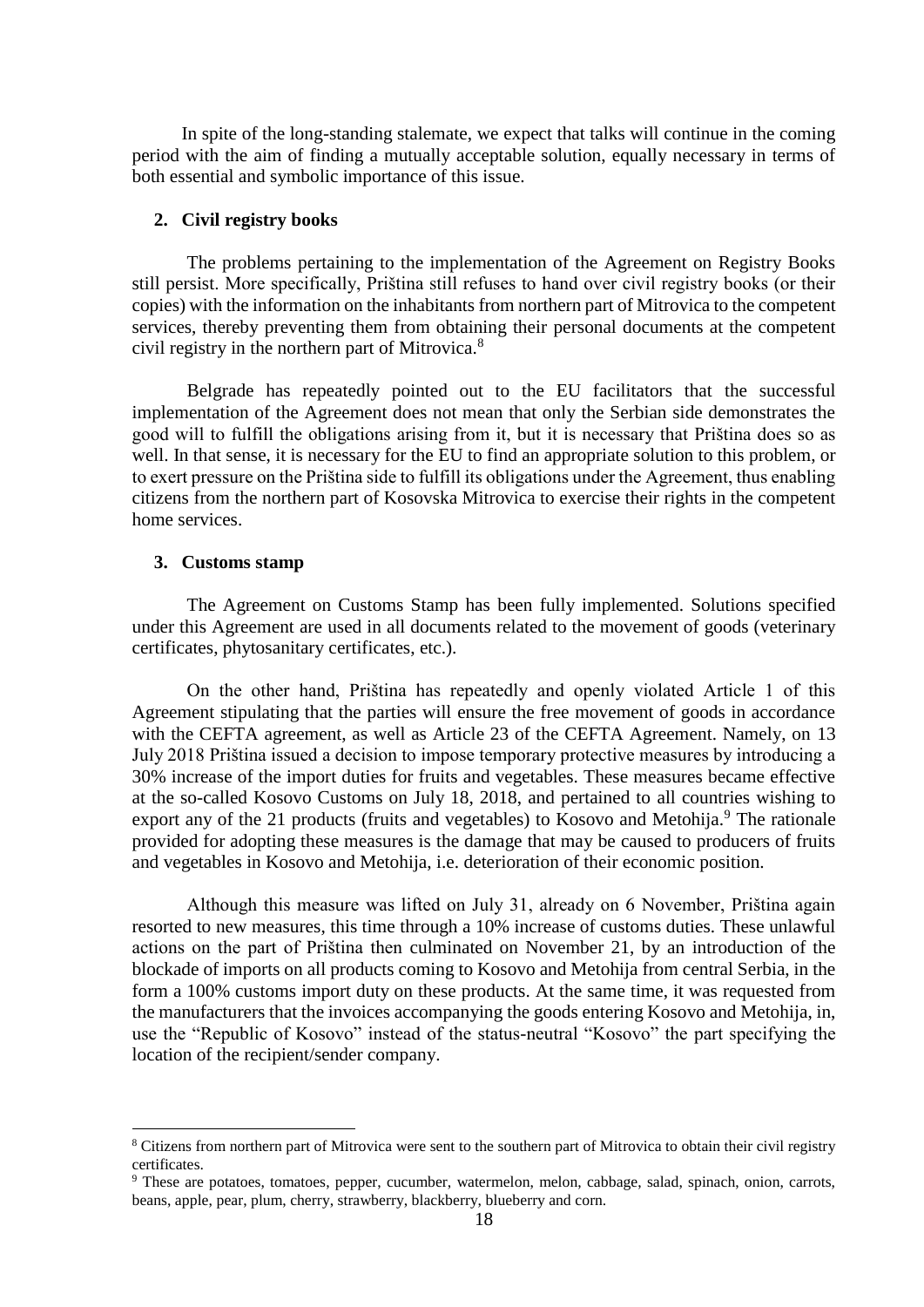In spite of the long-standing stalemate, we expect that talks will continue in the coming period with the aim of finding a mutually acceptable solution, equally necessary in terms of both essential and symbolic importance of this issue.

## 2. Civil registry books

The problems pertaining to the implementation of the Agreement on Registry Books still persist. More specifically, Priština still refuses to hand over civil registry books (or their copies) with the information on the inhabitants from northern part of Mitrovica to the competent services, thereby preventing them from obtaining their personal documents at the competent civil registry in the northern part of Mitrovica.[8]

Belgrade has repeatedly pointed out to the EU facilitators that the successful implementation of the Agreement does not mean that only the Serbian side demonstrates the good will to fulfill the obligations arising from it, but it is necessary that Priština does so as well. In that sense, it is necessary for the EU to find an appropriate solution to this problem, or to exert pressure on the Priština side to fulfill its obligations under the Agreement, thus enabling citizens from the northern part of Kosovska Mitrovica to exercise their rights in the competent home services.

## 3. Customs stamp

The Agreement on Customs Stamp has been fully implemented. Solutions specified under this Agreement are used in all documents related to the movement of goods (veterinary certificates, phytosanitary certificates, etc.).

On the other hand, Priština has repeatedly and openly violated Article 1 of this Agreement stipulating that the parties will ensure the free movement of goods in accordance with the CEFTA agreement, as well as Article 23 of the CEFTA Agreement. Namely, on 13 July 2018 Priština issued a decision to impose temporary protective measures by introducing a 30% increase of the import duties for fruits and vegetables. These measures became effective at the so-called Kosovo Customs on July 18, 2018, and pertained to all countries wishing to export any of the 21 products (fruits and vegetables) to Kosovo and Metohija.[9] The rationale provided for adopting these measures is the damage that may be caused to producers of fruits and vegetables in Kosovo and Metohija, i.e. deterioration of their economic position.

Although this measure was lifted on July 31, already on 6 November, Priština again resorted to new measures, this time through a 10% increase of customs duties. These unlawful actions on the part of Priština then culminated on November 21, by an introduction of the blockade of imports on all products coming to Kosovo and Metohija from central Serbia, in the form a 100% customs import duty on these products. At the same time, it was requested from the manufacturers that the invoices accompanying the goods entering Kosovo and Metohija, in, use the "Republic of Kosovo" instead of the status-neutral "Kosovo" the part specifying the location of the recipient/sender company.

---

[8] Citizens from northern part of Mitrovica were sent to the southern part of Mitrovica to obtain their civil registry certificates.

[9] These are potatoes, tomatoes, pepper, cucumber, watermelon, melon, cabbage, salad, spinach, onion, carrots, beans, apple, pear, plum, cherry, strawberry, blackberry, blueberry and corn.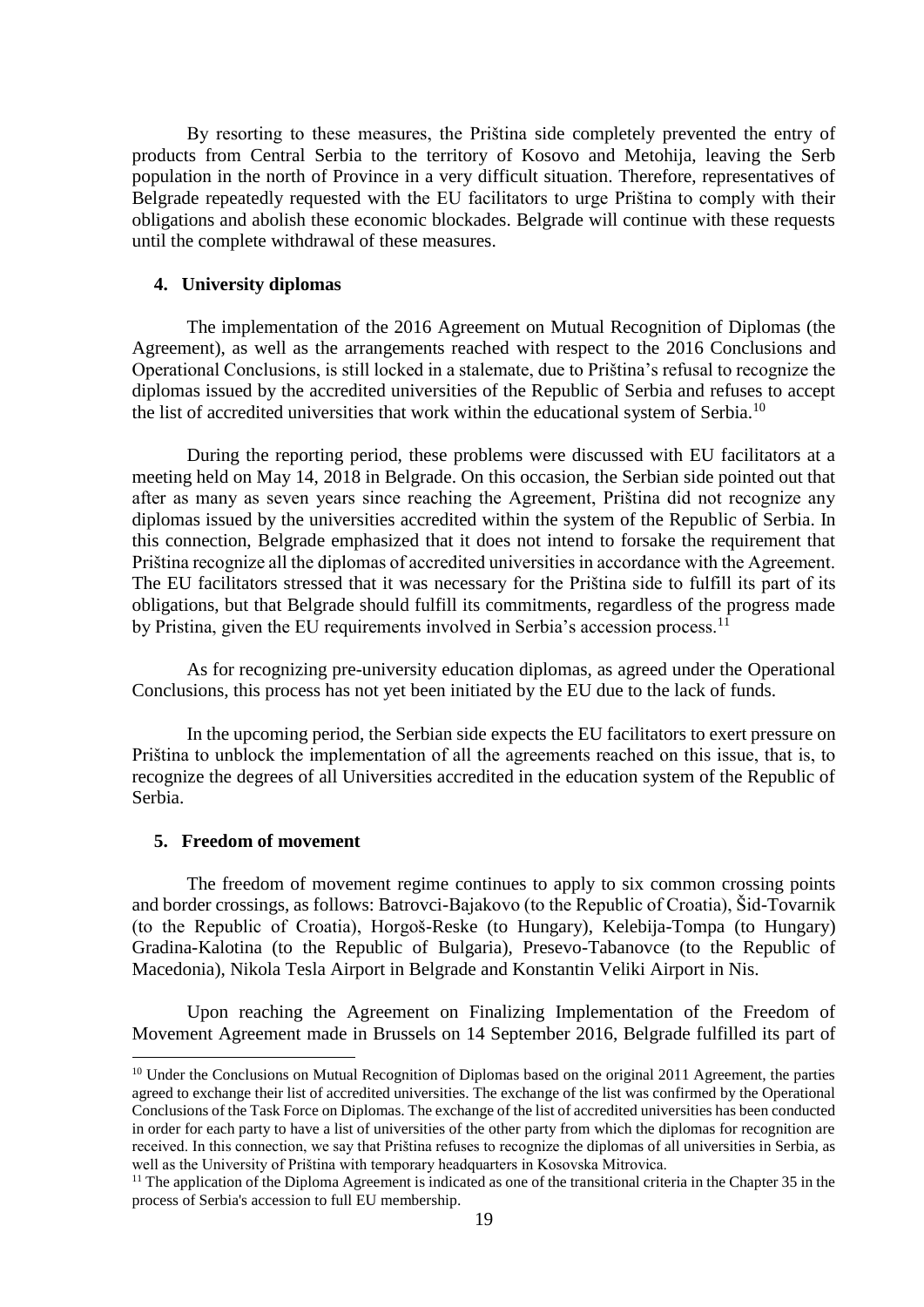By resorting to these measures, the Priština side completely prevented the entry of products from Central Serbia to the territory of Kosovo and Metohija, leaving the Serb population in the north of Province in a very difficult situation. Therefore, representatives of Belgrade repeatedly requested with the EU facilitators to urge Priština to comply with their obligations and abolish these economic blockades. Belgrade will continue with these requests until the complete withdrawal of these measures.

### 4. University diplomas

The implementation of the 2016 Agreement on Mutual Recognition of Diplomas (the Agreement), as well as the arrangements reached with respect to the 2016 Conclusions and Operational Conclusions, is still locked in a stalemate, due to Priština's refusal to recognize the diplomas issued by the accredited universities of the Republic of Serbia and refuses to accept the list of accredited universities that work within the educational system of Serbia.[10]

During the reporting period, these problems were discussed with EU facilitators at a meeting held on May 14, 2018 in Belgrade. On this occasion, the Serbian side pointed out that after as many as seven years since reaching the Agreement, Priština did not recognize any diplomas issued by the universities accredited within the system of the Republic of Serbia. In this connection, Belgrade emphasized that it does not intend to forsake the requirement that Priština recognize all the diplomas of accredited universities in accordance with the Agreement. The EU facilitators stressed that it was necessary for the Priština side to fulfill its part of its obligations, but that Belgrade should fulfill its commitments, regardless of the progress made by Pristina, given the EU requirements involved in Serbia's accession process.[11]

As for recognizing pre-university education diplomas, as agreed under the Operational Conclusions, this process has not yet been initiated by the EU due to the lack of funds.

In the upcoming period, the Serbian side expects the EU facilitators to exert pressure on Priština to unblock the implementation of all the agreements reached on this issue, that is, to recognize the degrees of all Universities accredited in the education system of the Republic of Serbia.

### 5. Freedom of movement

The freedom of movement regime continues to apply to six common crossing points and border crossings, as follows: Batrovci-Bajakovo (to the Republic of Croatia), Šid-Tovarnik (to the Republic of Croatia), Horgoš-Reske (to Hungary), Kelebija-Tompa (to Hungary) Gradina-Kalotina (to the Republic of Bulgaria), Presevo-Tabanovce (to the Republic of Macedonia), Nikola Tesla Airport in Belgrade and Konstantin Veliki Airport in Nis.

Upon reaching the Agreement on Finalizing Implementation of the Freedom of Movement Agreement made in Brussels on 14 September 2016, Belgrade fulfilled its part of

---

[10] Under the Conclusions on Mutual Recognition of Diplomas based on the original 2011 Agreement, the parties agreed to exchange their list of accredited universities. The exchange of the list was confirmed by the Operational Conclusions of the Task Force on Diplomas. The exchange of the list of accredited universities has been conducted in order for each party to have a list of universities of the other party from which the diplomas for recognition are received. In this connection, we say that Priština refuses to recognize the diplomas of all universities in Serbia, as well as the University of Priština with temporary headquarters in Kosovska Mitrovica.

[11] The application of the Diploma Agreement is indicated as one of the transitional criteria in the Chapter 35 in the process of Serbia's accession to full EU membership.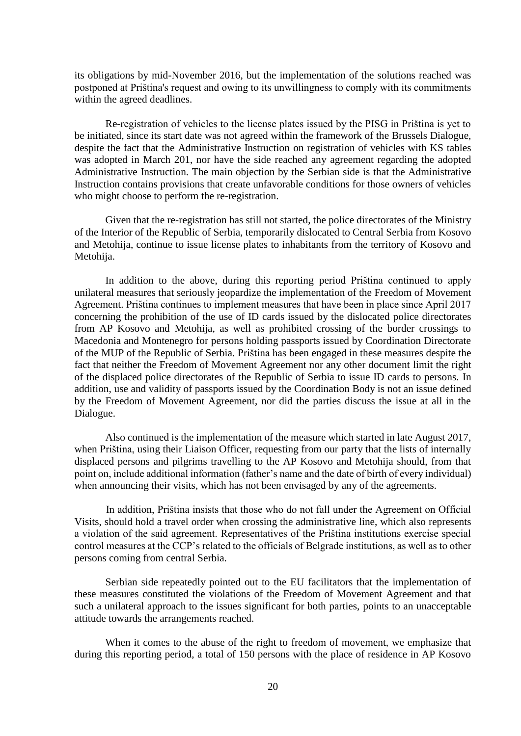its obligations by mid-November 2016, but the implementation of the solutions reached was postponed at Priština's request and owing to its unwillingness to comply with its commitments within the agreed deadlines.

Re-registration of vehicles to the license plates issued by the PISG in Priština is yet to be initiated, since its start date was not agreed within the framework of the Brussels Dialogue, despite the fact that the Administrative Instruction on registration of vehicles with KS tables was adopted in March 201, nor have the side reached any agreement regarding the adopted Administrative Instruction. The main objection by the Serbian side is that the Administrative Instruction contains provisions that create unfavorable conditions for those owners of vehicles who might choose to perform the re-registration.

Given that the re-registration has still not started, the police directorates of the Ministry of the Interior of the Republic of Serbia, temporarily dislocated to Central Serbia from Kosovo and Metohija, continue to issue license plates to inhabitants from the territory of Kosovo and Metohija.

In addition to the above, during this reporting period Priština continued to apply unilateral measures that seriously jeopardize the implementation of the Freedom of Movement Agreement. Priština continues to implement measures that have been in place since April 2017 concerning the prohibition of the use of ID cards issued by the dislocated police directorates from AP Kosovo and Metohija, as well as prohibited crossing of the border crossings to Macedonia and Montenegro for persons holding passports issued by Coordination Directorate of the MUP of the Republic of Serbia. Priština has been engaged in these measures despite the fact that neither the Freedom of Movement Agreement nor any other document limit the right of the displaced police directorates of the Republic of Serbia to issue ID cards to persons. In addition, use and validity of passports issued by the Coordination Body is not an issue defined by the Freedom of Movement Agreement, nor did the parties discuss the issue at all in the Dialogue.

Also continued is the implementation of the measure which started in late August 2017, when Priština, using their Liaison Officer, requesting from our party that the lists of internally displaced persons and pilgrims travelling to the AP Kosovo and Metohija should, from that point on, include additional information (father's name and the date of birth of every individual) when announcing their visits, which has not been envisaged by any of the agreements.

In addition, Priština insists that those who do not fall under the Agreement on Official Visits, should hold a travel order when crossing the administrative line, which also represents a violation of the said agreement. Representatives of the Priština institutions exercise special control measures at the CCP's related to the officials of Belgrade institutions, as well as to other persons coming from central Serbia.

Serbian side repeatedly pointed out to the EU facilitators that the implementation of these measures constituted the violations of the Freedom of Movement Agreement and that such a unilateral approach to the issues significant for both parties, points to an unacceptable attitude towards the arrangements reached.

When it comes to the abuse of the right to freedom of movement, we emphasize that during this reporting period, a total of 150 persons with the place of residence in AP Kosovo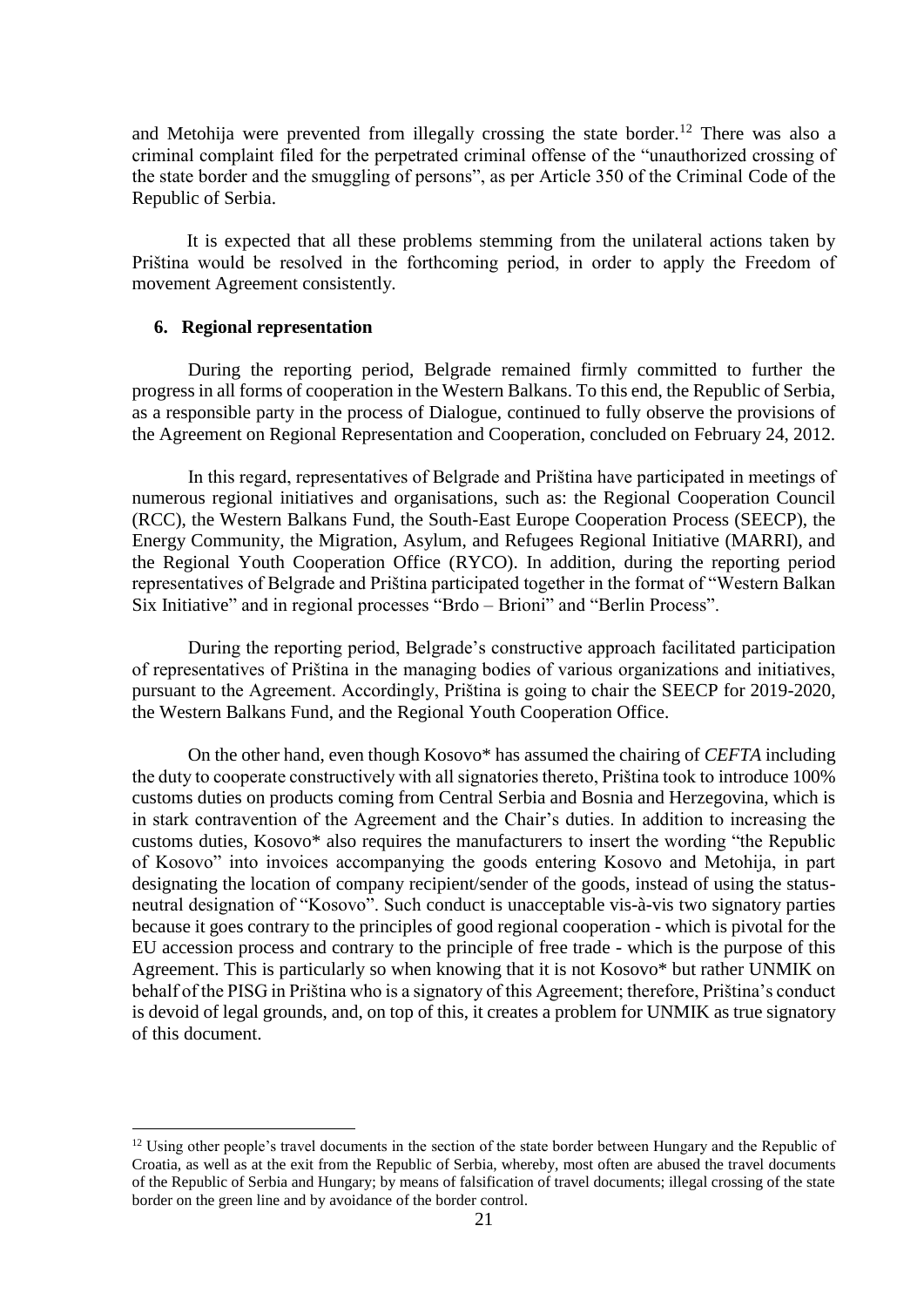and Metohija were prevented from illegally crossing the state border.[12] There was also a criminal complaint filed for the perpetrated criminal offense of the "unauthorized crossing of the state border and the smuggling of persons", as per Article 350 of the Criminal Code of the Republic of Serbia.

It is expected that all these problems stemming from the unilateral actions taken by Priština would be resolved in the forthcoming period, in order to apply the Freedom of movement Agreement consistently.

## 6. Regional representation

During the reporting period, Belgrade remained firmly committed to further the progress in all forms of cooperation in the Western Balkans. To this end, the Republic of Serbia, as a responsible party in the process of Dialogue, continued to fully observe the provisions of the Agreement on Regional Representation and Cooperation, concluded on February 24, 2012.

In this regard, representatives of Belgrade and Priština have participated in meetings of numerous regional initiatives and organisations, such as: the Regional Cooperation Council (RCC), the Western Balkans Fund, the South-East Europe Cooperation Process (SEECP), the Energy Community, the Migration, Asylum, and Refugees Regional Initiative (MARRI), and the Regional Youth Cooperation Office (RYCO). In addition, during the reporting period representatives of Belgrade and Priština participated together in the format of "Western Balkan Six Initiative" and in regional processes "Brdo – Brioni" and "Berlin Process".

During the reporting period, Belgrade's constructive approach facilitated participation of representatives of Priština in the managing bodies of various organizations and initiatives, pursuant to the Agreement. Accordingly, Priština is going to chair the SEECP for 2019-2020, the Western Balkans Fund, and the Regional Youth Cooperation Office.

On the other hand, even though Kosovo* has assumed the chairing of *CEFTA* including the duty to cooperate constructively with all signatories thereto, Priština took to introduce 100% customs duties on products coming from Central Serbia and Bosnia and Herzegovina, which is in stark contravention of the Agreement and the Chair's duties. In addition to increasing the customs duties, Kosovo* also requires the manufacturers to insert the wording "the Republic of Kosovo" into invoices accompanying the goods entering Kosovo and Metohija, in part designating the location of company recipient/sender of the goods, instead of using the status-neutral designation of "Kosovo". Such conduct is unacceptable vis-à-vis two signatory parties because it goes contrary to the principles of good regional cooperation - which is pivotal for the EU accession process and contrary to the principle of free trade - which is the purpose of this Agreement. This is particularly so when knowing that it is not Kosovo* but rather UNMIK on behalf of the PISG in Priština who is a signatory of this Agreement; therefore, Priština's conduct is devoid of legal grounds, and, on top of this, it creates a problem for UNMIK as true signatory of this document.

---

[12] Using other people's travel documents in the section of the state border between Hungary and the Republic of Croatia, as well as at the exit from the Republic of Serbia, whereby, most often are abused the travel documents of the Republic of Serbia and Hungary; by means of falsification of travel documents; illegal crossing of the state border on the green line and by avoidance of the border control.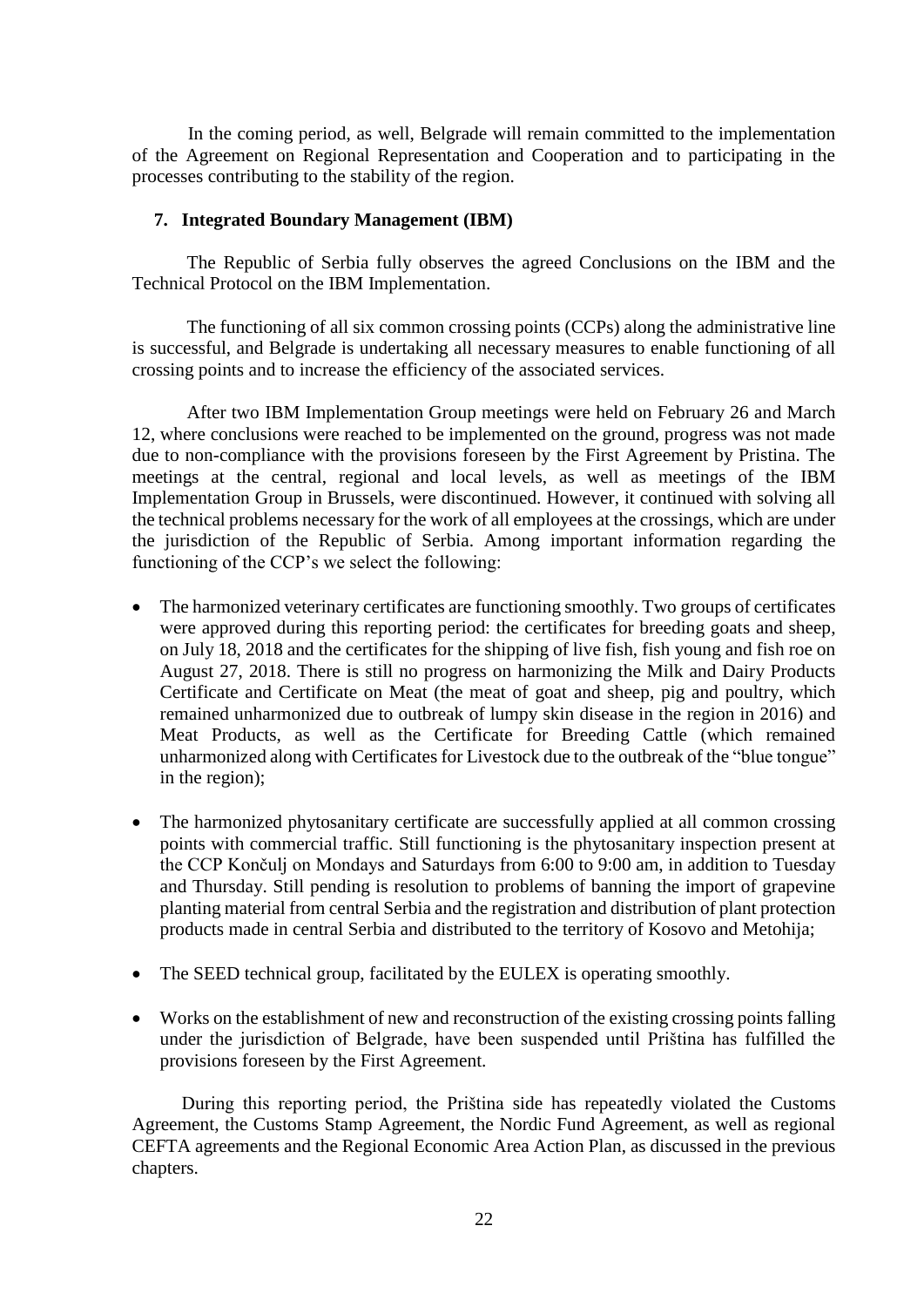In the coming period, as well, Belgrade will remain committed to the implementation of the Agreement on Regional Representation and Cooperation and to participating in the processes contributing to the stability of the region.

## 7. Integrated Boundary Management (IBM)

The Republic of Serbia fully observes the agreed Conclusions on the IBM and the Technical Protocol on the IBM Implementation.

The functioning of all six common crossing points (CCPs) along the administrative line is successful, and Belgrade is undertaking all necessary measures to enable functioning of all crossing points and to increase the efficiency of the associated services.

After two IBM Implementation Group meetings were held on February 26 and March 12, where conclusions were reached to be implemented on the ground, progress was not made due to non-compliance with the provisions foreseen by the First Agreement by Pristina. The meetings at the central, regional and local levels, as well as meetings of the IBM Implementation Group in Brussels, were discontinued. However, it continued with solving all the technical problems necessary for the work of all employees at the crossings, which are under the jurisdiction of the Republic of Serbia. Among important information regarding the functioning of the CCP's we select the following:

- The harmonized veterinary certificates are functioning smoothly. Two groups of certificates were approved during this reporting period: the certificates for breeding goats and sheep, on July 18, 2018 and the certificates for the shipping of live fish, fish young and fish roe on August 27, 2018. There is still no progress on harmonizing the Milk and Dairy Products Certificate and Certificate on Meat (the meat of goat and sheep, pig and poultry, which remained unharmonized due to outbreak of lumpy skin disease in the region in 2016) and Meat Products, as well as the Certificate for Breeding Cattle (which remained unharmonized along with Certificates for Livestock due to the outbreak of the "blue tongue" in the region);

- The harmonized phytosanitary certificate are successfully applied at all common crossing points with commercial traffic. Still functioning is the phytosanitary inspection present at the CCP Končulj on Mondays and Saturdays from 6:00 to 9:00 am, in addition to Tuesday and Thursday. Still pending is resolution to problems of banning the import of grapevine planting material from central Serbia and the registration and distribution of plant protection products made in central Serbia and distributed to the territory of Kosovo and Metohija;

- The SEED technical group, facilitated by the EULEX is operating smoothly.

- Works on the establishment of new and reconstruction of the existing crossing points falling under the jurisdiction of Belgrade, have been suspended until Priština has fulfilled the provisions foreseen by the First Agreement.

During this reporting period, the Priština side has repeatedly violated the Customs Agreement, the Customs Stamp Agreement, the Nordic Fund Agreement, as well as regional CEFTA agreements and the Regional Economic Area Action Plan, as discussed in the previous chapters.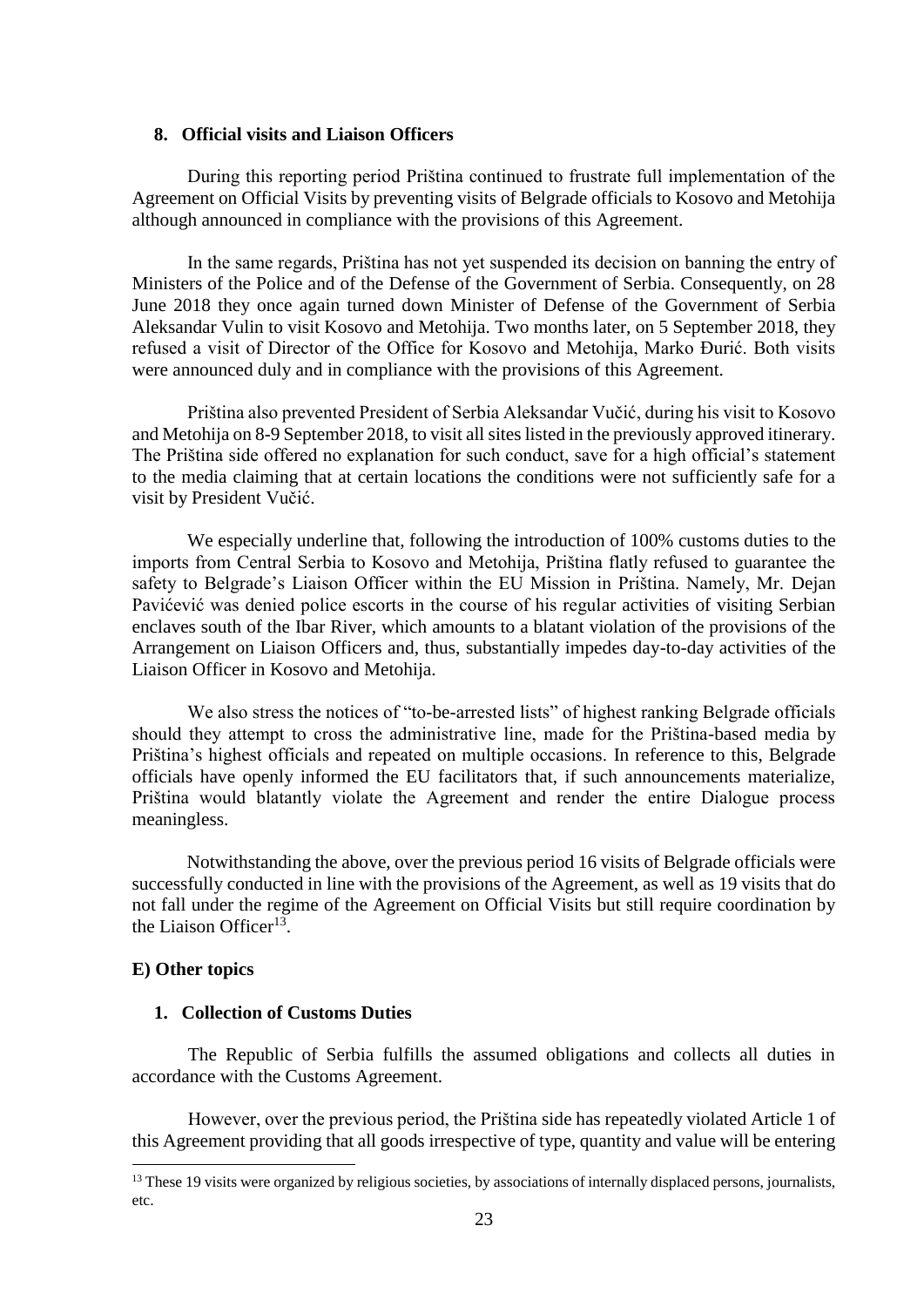## 8. Official visits and Liaison Officers

During this reporting period Priština continued to frustrate full implementation of the Agreement on Official Visits by preventing visits of Belgrade officials to Kosovo and Metohija although announced in compliance with the provisions of this Agreement.

In the same regards, Priština has not yet suspended its decision on banning the entry of Ministers of the Police and of the Defense of the Government of Serbia. Consequently, on 28 June 2018 they once again turned down Minister of Defense of the Government of Serbia Aleksandar Vulin to visit Kosovo and Metohija. Two months later, on 5 September 2018, they refused a visit of Director of the Office for Kosovo and Metohija, Marko Đurić. Both visits were announced duly and in compliance with the provisions of this Agreement.

Priština also prevented President of Serbia Aleksandar Vučić, during his visit to Kosovo and Metohija on 8-9 September 2018, to visit all sites listed in the previously approved itinerary. The Priština side offered no explanation for such conduct, save for a high official's statement to the media claiming that at certain locations the conditions were not sufficiently safe for a visit by President Vučić.

We especially underline that, following the introduction of 100% customs duties to the imports from Central Serbia to Kosovo and Metohija, Priština flatly refused to guarantee the safety to Belgrade's Liaison Officer within the EU Mission in Priština. Namely, Mr. Dejan Pavićević was denied police escorts in the course of his regular activities of visiting Serbian enclaves south of the Ibar River, which amounts to a blatant violation of the provisions of the Arrangement on Liaison Officers and, thus, substantially impedes day-to-day activities of the Liaison Officer in Kosovo and Metohija.

We also stress the notices of "to-be-arrested lists" of highest ranking Belgrade officials should they attempt to cross the administrative line, made for the Priština-based media by Priština's highest officials and repeated on multiple occasions. In reference to this, Belgrade officials have openly informed the EU facilitators that, if such announcements materialize, Priština would blatantly violate the Agreement and render the entire Dialogue process meaningless.

Notwithstanding the above, over the previous period 16 visits of Belgrade officials were successfully conducted in line with the provisions of the Agreement, as well as 19 visits that do not fall under the regime of the Agreement on Official Visits but still require coordination by the Liaison Officer[13].

## E) Other topics

### 1. Collection of Customs Duties

The Republic of Serbia fulfills the assumed obligations and collects all duties in accordance with the Customs Agreement.

However, over the previous period, the Priština side has repeatedly violated Article 1 of this Agreement providing that all goods irrespective of type, quantity and value will be entering

---

[13] These 19 visits were organized by religious societies, by associations of internally displaced persons, journalists, etc.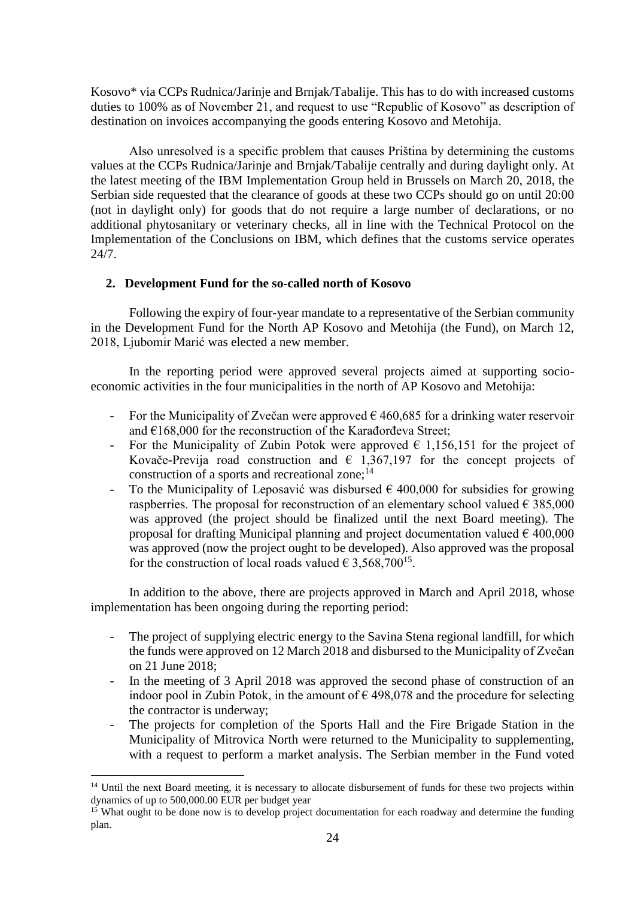Kosovo* via CCPs Rudnica/Jarinje and Brnjak/Tabalije. This has to do with increased customs duties to 100% as of November 21, and request to use "Republic of Kosovo" as description of destination on invoices accompanying the goods entering Kosovo and Metohija.

Also unresolved is a specific problem that causes Priština by determining the customs values at the CCPs Rudnica/Jarinje and Brnjak/Tabalije centrally and during daylight only. At the latest meeting of the IBM Implementation Group held in Brussels on March 20, 2018, the Serbian side requested that the clearance of goods at these two CCPs should go on until 20:00 (not in daylight only) for goods that do not require a large number of declarations, or no additional phytosanitary or veterinary checks, all in line with the Technical Protocol on the Implementation of the Conclusions on IBM, which defines that the customs service operates 24/7.

## 2. Development Fund for the so-called north of Kosovo

Following the expiry of four-year mandate to a representative of the Serbian community in the Development Fund for the North AP Kosovo and Metohija (the Fund), on March 12, 2018, Ljubomir Marić was elected a new member.

In the reporting period were approved several projects aimed at supporting socio-economic activities in the four municipalities in the north of AP Kosovo and Metohija:

- For the Municipality of Zvečan were approved € 460,685 for a drinking water reservoir and €168,000 for the reconstruction of the Karađorđeva Street;
- For the Municipality of Zubin Potok were approved € 1,156,151 for the project of Kovače-Previja road construction and € 1,367,197 for the concept projects of construction of a sports and recreational zone;[14]
- To the Municipality of Leposavić was disbursed € 400,000 for subsidies for growing raspberries. The proposal for reconstruction of an elementary school valued € 385,000 was approved (the project should be finalized until the next Board meeting). The proposal for drafting Municipal planning and project documentation valued € 400,000 was approved (now the project ought to be developed). Also approved was the proposal for the construction of local roads valued € 3,568,700[15].

In addition to the above, there are projects approved in March and April 2018, whose implementation has been ongoing during the reporting period:

- The project of supplying electric energy to the Savina Stena regional landfill, for which the funds were approved on 12 March 2018 and disbursed to the Municipality of Zvečan on 21 June 2018;
- In the meeting of 3 April 2018 was approved the second phase of construction of an indoor pool in Zubin Potok, in the amount of € 498,078 and the procedure for selecting the contractor is underway;
- The projects for completion of the Sports Hall and the Fire Brigade Station in the Municipality of Mitrovica North were returned to the Municipality to supplementing, with a request to perform a market analysis. The Serbian member in the Fund voted

---

[14] Until the next Board meeting, it is necessary to allocate disbursement of funds for these two projects within dynamics of up to 500,000.00 EUR per budget year

[15] What ought to be done now is to develop project documentation for each roadway and determine the funding plan.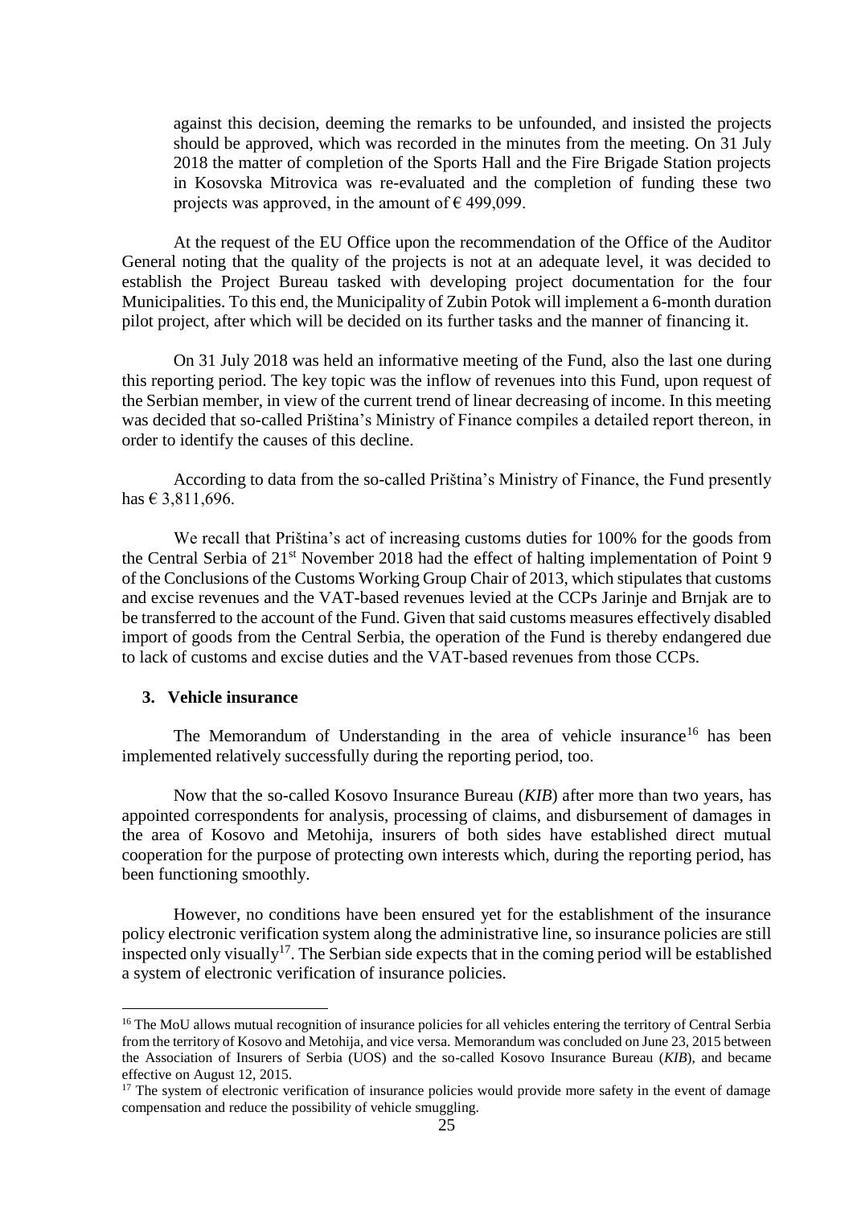against this decision, deeming the remarks to be unfounded, and insisted the projects should be approved, which was recorded in the minutes from the meeting. On 31 July 2018 the matter of completion of the Sports Hall and the Fire Brigade Station projects in Kosovska Mitrovica was re-evaluated and the completion of funding these two projects was approved, in the amount of € 499,099.

At the request of the EU Office upon the recommendation of the Office of the Auditor General noting that the quality of the projects is not at an adequate level, it was decided to establish the Project Bureau tasked with developing project documentation for the four Municipalities. To this end, the Municipality of Zubin Potok will implement a 6-month duration pilot project, after which will be decided on its further tasks and the manner of financing it.

On 31 July 2018 was held an informative meeting of the Fund, also the last one during this reporting period. The key topic was the inflow of revenues into this Fund, upon request of the Serbian member, in view of the current trend of linear decreasing of income. In this meeting was decided that so-called Priština's Ministry of Finance compiles a detailed report thereon, in order to identify the causes of this decline.

According to data from the so-called Priština's Ministry of Finance, the Fund presently has € 3,811,696.

We recall that Priština's act of increasing customs duties for 100% for the goods from the Central Serbia of 21st November 2018 had the effect of halting implementation of Point 9 of the Conclusions of the Customs Working Group Chair of 2013, which stipulates that customs and excise revenues and the VAT-based revenues levied at the CCPs Jarinje and Brnjak are to be transferred to the account of the Fund. Given that said customs measures effectively disabled import of goods from the Central Serbia, the operation of the Fund is thereby endangered due to lack of customs and excise duties and the VAT-based revenues from those CCPs.

### 3. Vehicle insurance

The Memorandum of Understanding in the area of vehicle insurance[16] has been implemented relatively successfully during the reporting period, too.

Now that the so-called Kosovo Insurance Bureau (*KIB*) after more than two years, has appointed correspondents for analysis, processing of claims, and disbursement of damages in the area of Kosovo and Metohija, insurers of both sides have established direct mutual cooperation for the purpose of protecting own interests which, during the reporting period, has been functioning smoothly.

However, no conditions have been ensured yet for the establishment of the insurance policy electronic verification system along the administrative line, so insurance policies are still inspected only visually[17]. The Serbian side expects that in the coming period will be established a system of electronic verification of insurance policies.

---

[16] The MoU allows mutual recognition of insurance policies for all vehicles entering the territory of Central Serbia from the territory of Kosovo and Metohija, and vice versa. Memorandum was concluded on June 23, 2015 between the Association of Insurers of Serbia (UOS) and the so-called Kosovo Insurance Bureau (*KIB*), and became effective on August 12, 2015.

[17] The system of electronic verification of insurance policies would provide more safety in the event of damage compensation and reduce the possibility of vehicle smuggling.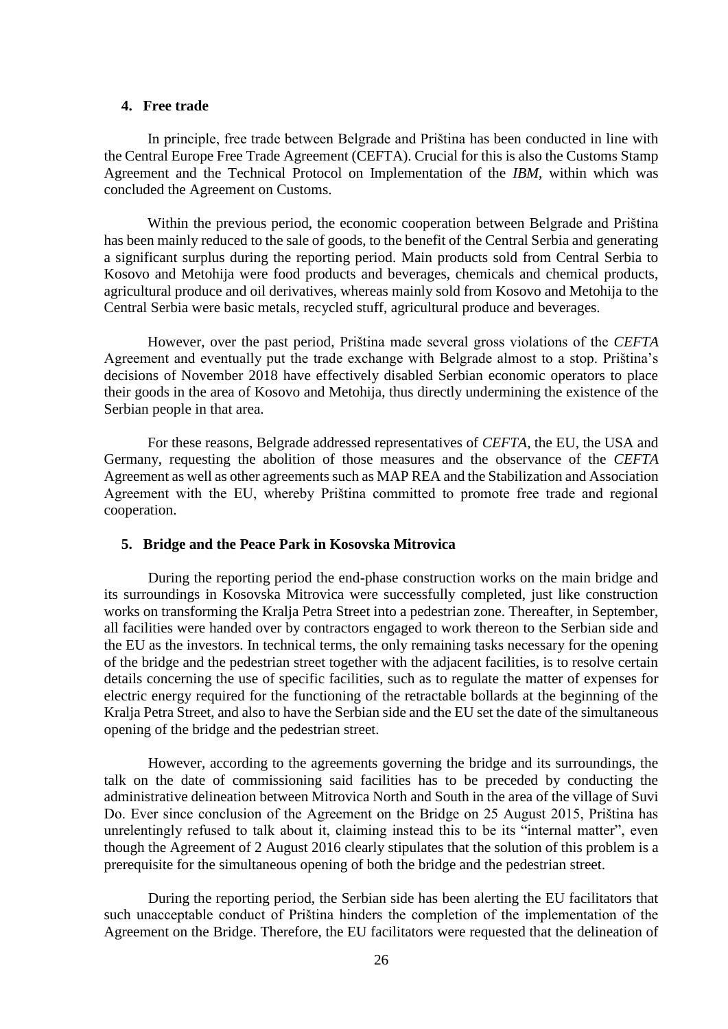## 4. Free trade

In principle, free trade between Belgrade and Priština has been conducted in line with the Central Europe Free Trade Agreement (CEFTA). Crucial for this is also the Customs Stamp Agreement and the Technical Protocol on Implementation of the *IBM*, within which was concluded the Agreement on Customs.

Within the previous period, the economic cooperation between Belgrade and Priština has been mainly reduced to the sale of goods, to the benefit of the Central Serbia and generating a significant surplus during the reporting period. Main products sold from Central Serbia to Kosovo and Metohija were food products and beverages, chemicals and chemical products, agricultural produce and oil derivatives, whereas mainly sold from Kosovo and Metohija to the Central Serbia were basic metals, recycled stuff, agricultural produce and beverages.

However, over the past period, Priština made several gross violations of the *CEFTA* Agreement and eventually put the trade exchange with Belgrade almost to a stop. Priština's decisions of November 2018 have effectively disabled Serbian economic operators to place their goods in the area of Kosovo and Metohija, thus directly undermining the existence of the Serbian people in that area.

For these reasons, Belgrade addressed representatives of *CEFTA*, the EU, the USA and Germany, requesting the abolition of those measures and the observance of the *CEFTA* Agreement as well as other agreements such as MAP REA and the Stabilization and Association Agreement with the EU, whereby Priština committed to promote free trade and regional cooperation.

## 5. Bridge and the Peace Park in Kosovska Mitrovica

During the reporting period the end-phase construction works on the main bridge and its surroundings in Kosovska Mitrovica were successfully completed, just like construction works on transforming the Kralja Petra Street into a pedestrian zone. Thereafter, in September, all facilities were handed over by contractors engaged to work thereon to the Serbian side and the EU as the investors. In technical terms, the only remaining tasks necessary for the opening of the bridge and the pedestrian street together with the adjacent facilities, is to resolve certain details concerning the use of specific facilities, such as to regulate the matter of expenses for electric energy required for the functioning of the retractable bollards at the beginning of the Kralja Petra Street, and also to have the Serbian side and the EU set the date of the simultaneous opening of the bridge and the pedestrian street.

However, according to the agreements governing the bridge and its surroundings, the talk on the date of commissioning said facilities has to be preceded by conducting the administrative delineation between Mitrovica North and South in the area of the village of Suvi Do. Ever since conclusion of the Agreement on the Bridge on 25 August 2015, Priština has unrelentingly refused to talk about it, claiming instead this to be its "internal matter", even though the Agreement of 2 August 2016 clearly stipulates that the solution of this problem is a prerequisite for the simultaneous opening of both the bridge and the pedestrian street.

During the reporting period, the Serbian side has been alerting the EU facilitators that such unacceptable conduct of Priština hinders the completion of the implementation of the Agreement on the Bridge. Therefore, the EU facilitators were requested that the delineation of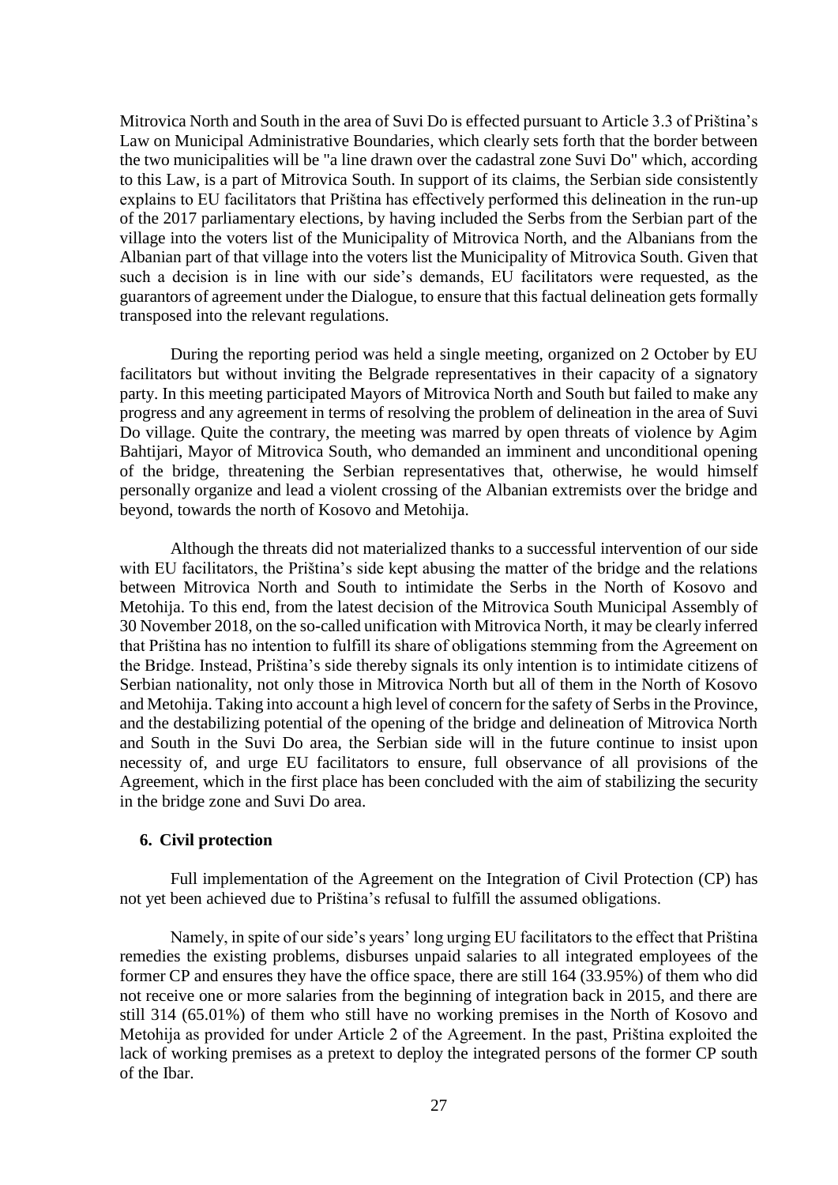Mitrovica North and South in the area of Suvi Do is effected pursuant to Article 3.3 of Priština's Law on Municipal Administrative Boundaries, which clearly sets forth that the border between the two municipalities will be "a line drawn over the cadastral zone Suvi Do" which, according to this Law, is a part of Mitrovica South. In support of its claims, the Serbian side consistently explains to EU facilitators that Priština has effectively performed this delineation in the run-up of the 2017 parliamentary elections, by having included the Serbs from the Serbian part of the village into the voters list of the Municipality of Mitrovica North, and the Albanians from the Albanian part of that village into the voters list the Municipality of Mitrovica South. Given that such a decision is in line with our side's demands, EU facilitators were requested, as the guarantors of agreement under the Dialogue, to ensure that this factual delineation gets formally transposed into the relevant regulations.

During the reporting period was held a single meeting, organized on 2 October by EU facilitators but without inviting the Belgrade representatives in their capacity of a signatory party. In this meeting participated Mayors of Mitrovica North and South but failed to make any progress and any agreement in terms of resolving the problem of delineation in the area of Suvi Do village. Quite the contrary, the meeting was marred by open threats of violence by Agim Bahtijari, Mayor of Mitrovica South, who demanded an imminent and unconditional opening of the bridge, threatening the Serbian representatives that, otherwise, he would himself personally organize and lead a violent crossing of the Albanian extremists over the bridge and beyond, towards the north of Kosovo and Metohija.

Although the threats did not materialized thanks to a successful intervention of our side with EU facilitators, the Priština's side kept abusing the matter of the bridge and the relations between Mitrovica North and South to intimidate the Serbs in the North of Kosovo and Metohija. To this end, from the latest decision of the Mitrovica South Municipal Assembly of 30 November 2018, on the so-called unification with Mitrovica North, it may be clearly inferred that Priština has no intention to fulfill its share of obligations stemming from the Agreement on the Bridge. Instead, Priština's side thereby signals its only intention is to intimidate citizens of Serbian nationality, not only those in Mitrovica North but all of them in the North of Kosovo and Metohija. Taking into account a high level of concern for the safety of Serbs in the Province, and the destabilizing potential of the opening of the bridge and delineation of Mitrovica North and South in the Suvi Do area, the Serbian side will in the future continue to insist upon necessity of, and urge EU facilitators to ensure, full observance of all provisions of the Agreement, which in the first place has been concluded with the aim of stabilizing the security in the bridge zone and Suvi Do area.

### 6. Civil protection

Full implementation of the Agreement on the Integration of Civil Protection (CP) has not yet been achieved due to Priština's refusal to fulfill the assumed obligations.

Namely, in spite of our side's years' long urging EU facilitators to the effect that Priština remedies the existing problems, disburses unpaid salaries to all integrated employees of the former CP and ensures they have the office space, there are still 164 (33.95%) of them who did not receive one or more salaries from the beginning of integration back in 2015, and there are still 314 (65.01%) of them who still have no working premises in the North of Kosovo and Metohija as provided for under Article 2 of the Agreement. In the past, Priština exploited the lack of working premises as a pretext to deploy the integrated persons of the former CP south of the Ibar.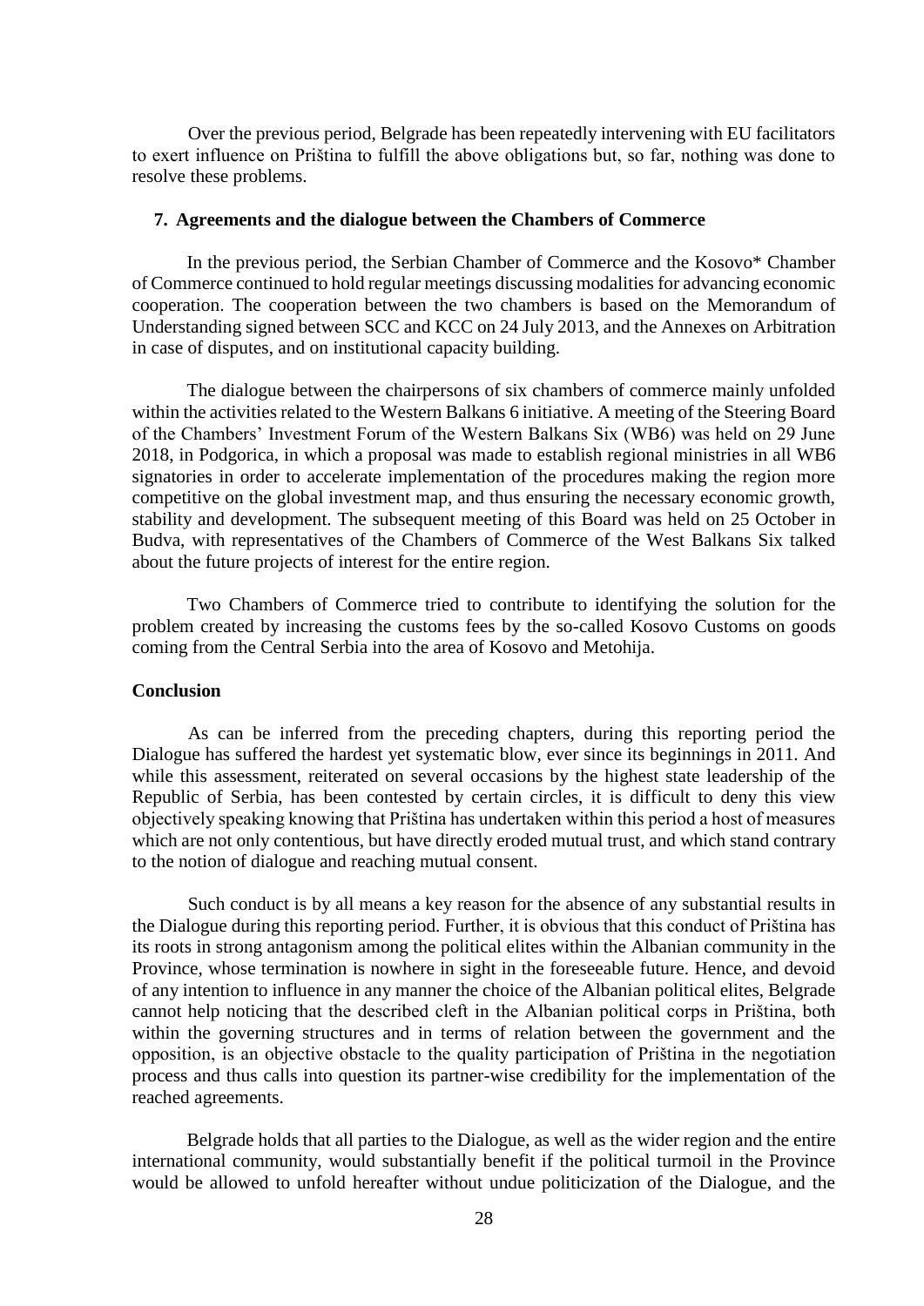Over the previous period, Belgrade has been repeatedly intervening with EU facilitators to exert influence on Priština to fulfill the above obligations but, so far, nothing was done to resolve these problems.

## 7. Agreements and the dialogue between the Chambers of Commerce

In the previous period, the Serbian Chamber of Commerce and the Kosovo* Chamber of Commerce continued to hold regular meetings discussing modalities for advancing economic cooperation. The cooperation between the two chambers is based on the Memorandum of Understanding signed between SCC and KCC on 24 July 2013, and the Annexes on Arbitration in case of disputes, and on institutional capacity building.

The dialogue between the chairpersons of six chambers of commerce mainly unfolded within the activities related to the Western Balkans 6 initiative. A meeting of the Steering Board of the Chambers' Investment Forum of the Western Balkans Six (WB6) was held on 29 June 2018, in Podgorica, in which a proposal was made to establish regional ministries in all WB6 signatories in order to accelerate implementation of the procedures making the region more competitive on the global investment map, and thus ensuring the necessary economic growth, stability and development. The subsequent meeting of this Board was held on 25 October in Budva, with representatives of the Chambers of Commerce of the West Balkans Six talked about the future projects of interest for the entire region.

Two Chambers of Commerce tried to contribute to identifying the solution for the problem created by increasing the customs fees by the so-called Kosovo Customs on goods coming from the Central Serbia into the area of Kosovo and Metohija.

## Conclusion

As can be inferred from the preceding chapters, during this reporting period the Dialogue has suffered the hardest yet systematic blow, ever since its beginnings in 2011. And while this assessment, reiterated on several occasions by the highest state leadership of the Republic of Serbia, has been contested by certain circles, it is difficult to deny this view objectively speaking knowing that Priština has undertaken within this period a host of measures which are not only contentious, but have directly eroded mutual trust, and which stand contrary to the notion of dialogue and reaching mutual consent.

Such conduct is by all means a key reason for the absence of any substantial results in the Dialogue during this reporting period. Further, it is obvious that this conduct of Priština has its roots in strong antagonism among the political elites within the Albanian community in the Province, whose termination is nowhere in sight in the foreseeable future. Hence, and devoid of any intention to influence in any manner the choice of the Albanian political elites, Belgrade cannot help noticing that the described cleft in the Albanian political corps in Priština, both within the governing structures and in terms of relation between the government and the opposition, is an objective obstacle to the quality participation of Priština in the negotiation process and thus calls into question its partner-wise credibility for the implementation of the reached agreements.

Belgrade holds that all parties to the Dialogue, as well as the wider region and the entire international community, would substantially benefit if the political turmoil in the Province would be allowed to unfold hereafter without undue politicization of the Dialogue, and the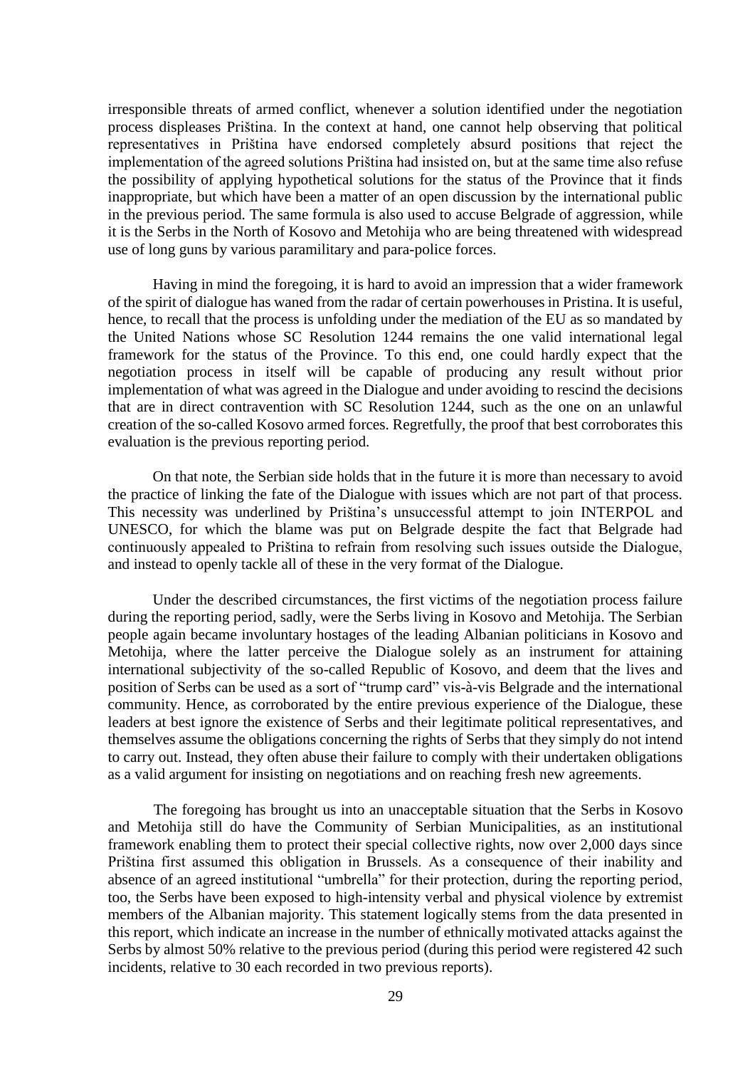irresponsible threats of armed conflict, whenever a solution identified under the negotiation process displeases Priština. In the context at hand, one cannot help observing that political representatives in Priština have endorsed completely absurd positions that reject the implementation of the agreed solutions Priština had insisted on, but at the same time also refuse the possibility of applying hypothetical solutions for the status of the Province that it finds inappropriate, but which have been a matter of an open discussion by the international public in the previous period. The same formula is also used to accuse Belgrade of aggression, while it is the Serbs in the North of Kosovo and Metohija who are being threatened with widespread use of long guns by various paramilitary and para-police forces.

Having in mind the foregoing, it is hard to avoid an impression that a wider framework of the spirit of dialogue has waned from the radar of certain powerhouses in Pristina. It is useful, hence, to recall that the process is unfolding under the mediation of the EU as so mandated by the United Nations whose SC Resolution 1244 remains the one valid international legal framework for the status of the Province. To this end, one could hardly expect that the negotiation process in itself will be capable of producing any result without prior implementation of what was agreed in the Dialogue and under avoiding to rescind the decisions that are in direct contravention with SC Resolution 1244, such as the one on an unlawful creation of the so-called Kosovo armed forces. Regretfully, the proof that best corroborates this evaluation is the previous reporting period.

On that note, the Serbian side holds that in the future it is more than necessary to avoid the practice of linking the fate of the Dialogue with issues which are not part of that process. This necessity was underlined by Priština's unsuccessful attempt to join INTERPOL and UNESCO, for which the blame was put on Belgrade despite the fact that Belgrade had continuously appealed to Priština to refrain from resolving such issues outside the Dialogue, and instead to openly tackle all of these in the very format of the Dialogue.

Under the described circumstances, the first victims of the negotiation process failure during the reporting period, sadly, were the Serbs living in Kosovo and Metohija. The Serbian people again became involuntary hostages of the leading Albanian politicians in Kosovo and Metohija, where the latter perceive the Dialogue solely as an instrument for attaining international subjectivity of the so-called Republic of Kosovo, and deem that the lives and position of Serbs can be used as a sort of "trump card" vis-à-vis Belgrade and the international community. Hence, as corroborated by the entire previous experience of the Dialogue, these leaders at best ignore the existence of Serbs and their legitimate political representatives, and themselves assume the obligations concerning the rights of Serbs that they simply do not intend to carry out. Instead, they often abuse their failure to comply with their undertaken obligations as a valid argument for insisting on negotiations and on reaching fresh new agreements.

The foregoing has brought us into an unacceptable situation that the Serbs in Kosovo and Metohija still do have the Community of Serbian Municipalities, as an institutional framework enabling them to protect their special collective rights, now over 2,000 days since Priština first assumed this obligation in Brussels. As a consequence of their inability and absence of an agreed institutional "umbrella" for their protection, during the reporting period, too, the Serbs have been exposed to high-intensity verbal and physical violence by extremist members of the Albanian majority. This statement logically stems from the data presented in this report, which indicate an increase in the number of ethnically motivated attacks against the Serbs by almost 50% relative to the previous period (during this period were registered 42 such incidents, relative to 30 each recorded in two previous reports).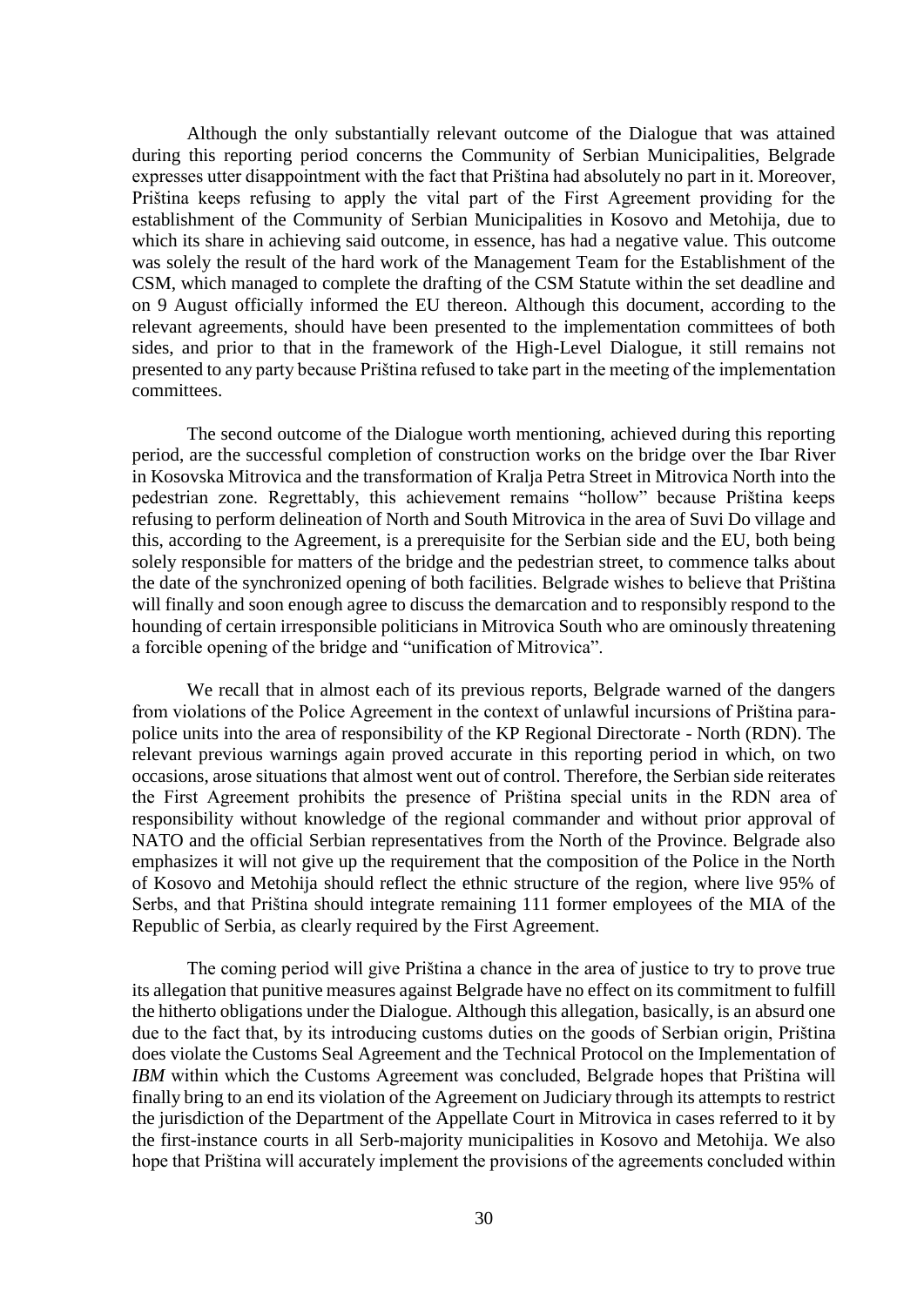Although the only substantially relevant outcome of the Dialogue that was attained during this reporting period concerns the Community of Serbian Municipalities, Belgrade expresses utter disappointment with the fact that Priština had absolutely no part in it. Moreover, Priština keeps refusing to apply the vital part of the First Agreement providing for the establishment of the Community of Serbian Municipalities in Kosovo and Metohija, due to which its share in achieving said outcome, in essence, has had a negative value. This outcome was solely the result of the hard work of the Management Team for the Establishment of the CSM, which managed to complete the drafting of the CSM Statute within the set deadline and on 9 August officially informed the EU thereon. Although this document, according to the relevant agreements, should have been presented to the implementation committees of both sides, and prior to that in the framework of the High-Level Dialogue, it still remains not presented to any party because Priština refused to take part in the meeting of the implementation committees.

The second outcome of the Dialogue worth mentioning, achieved during this reporting period, are the successful completion of construction works on the bridge over the Ibar River in Kosovska Mitrovica and the transformation of Kralja Petra Street in Mitrovica North into the pedestrian zone. Regrettably, this achievement remains "hollow" because Priština keeps refusing to perform delineation of North and South Mitrovica in the area of Suvi Do village and this, according to the Agreement, is a prerequisite for the Serbian side and the EU, both being solely responsible for matters of the bridge and the pedestrian street, to commence talks about the date of the synchronized opening of both facilities. Belgrade wishes to believe that Priština will finally and soon enough agree to discuss the demarcation and to responsibly respond to the hounding of certain irresponsible politicians in Mitrovica South who are ominously threatening a forcible opening of the bridge and "unification of Mitrovica".

We recall that in almost each of its previous reports, Belgrade warned of the dangers from violations of the Police Agreement in the context of unlawful incursions of Priština para-police units into the area of responsibility of the KP Regional Directorate - North (RDN). The relevant previous warnings again proved accurate in this reporting period in which, on two occasions, arose situations that almost went out of control. Therefore, the Serbian side reiterates the First Agreement prohibits the presence of Priština special units in the RDN area of responsibility without knowledge of the regional commander and without prior approval of NATO and the official Serbian representatives from the North of the Province. Belgrade also emphasizes it will not give up the requirement that the composition of the Police in the North of Kosovo and Metohija should reflect the ethnic structure of the region, where live 95% of Serbs, and that Priština should integrate remaining 111 former employees of the MIA of the Republic of Serbia, as clearly required by the First Agreement.

The coming period will give Priština a chance in the area of justice to try to prove true its allegation that punitive measures against Belgrade have no effect on its commitment to fulfill the hitherto obligations under the Dialogue. Although this allegation, basically, is an absurd one due to the fact that, by its introducing customs duties on the goods of Serbian origin, Priština does violate the Customs Seal Agreement and the Technical Protocol on the Implementation of *IBM* within which the Customs Agreement was concluded, Belgrade hopes that Priština will finally bring to an end its violation of the Agreement on Judiciary through its attempts to restrict the jurisdiction of the Department of the Appellate Court in Mitrovica in cases referred to it by the first-instance courts in all Serb-majority municipalities in Kosovo and Metohija. We also hope that Priština will accurately implement the provisions of the agreements concluded within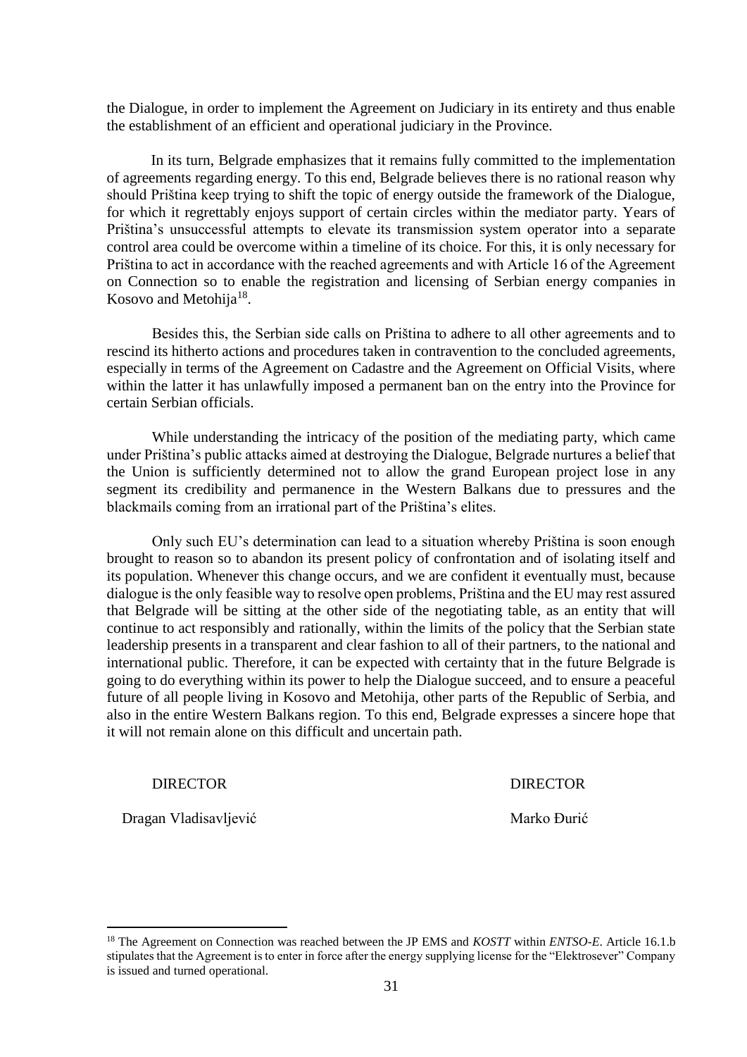the Dialogue, in order to implement the Agreement on Judiciary in its entirety and thus enable the establishment of an efficient and operational judiciary in the Province.

In its turn, Belgrade emphasizes that it remains fully committed to the implementation of agreements regarding energy. To this end, Belgrade believes there is no rational reason why should Priština keep trying to shift the topic of energy outside the framework of the Dialogue, for which it regrettably enjoys support of certain circles within the mediator party. Years of Priština's unsuccessful attempts to elevate its transmission system operator into a separate control area could be overcome within a timeline of its choice. For this, it is only necessary for Priština to act in accordance with the reached agreements and with Article 16 of the Agreement on Connection so to enable the registration and licensing of Serbian energy companies in Kosovo and Metohija[18].

Besides this, the Serbian side calls on Priština to adhere to all other agreements and to rescind its hitherto actions and procedures taken in contravention to the concluded agreements, especially in terms of the Agreement on Cadastre and the Agreement on Official Visits, where within the latter it has unlawfully imposed a permanent ban on the entry into the Province for certain Serbian officials.

While understanding the intricacy of the position of the mediating party, which came under Priština's public attacks aimed at destroying the Dialogue, Belgrade nurtures a belief that the Union is sufficiently determined not to allow the grand European project lose in any segment its credibility and permanence in the Western Balkans due to pressures and the blackmails coming from an irrational part of the Priština's elites.

Only such EU's determination can lead to a situation whereby Priština is soon enough brought to reason so to abandon its present policy of confrontation and of isolating itself and its population. Whenever this change occurs, and we are confident it eventually must, because dialogue is the only feasible way to resolve open problems, Priština and the EU may rest assured that Belgrade will be sitting at the other side of the negotiating table, as an entity that will continue to act responsibly and rationally, within the limits of the policy that the Serbian state leadership presents in a transparent and clear fashion to all of their partners, to the national and international public. Therefore, it can be expected with certainty that in the future Belgrade is going to do everything within its power to help the Dialogue succeed, and to ensure a peaceful future of all people living in Kosovo and Metohija, other parts of the Republic of Serbia, and also in the entire Western Balkans region. To this end, Belgrade expresses a sincere hope that it will not remain alone on this difficult and uncertain path.

| | |
|---|---|
| DIRECTOR | DIRECTOR |
| Dragan Vladisavljević | Marko Đurić |

---

[18] The Agreement on Connection was reached between the JP EMS and *KOSTT* within *ENTSO-E*. Article 16.1.b stipulates that the Agreement is to enter in force after the energy supplying license for the "Elektrosever" Company is issued and turned operational.